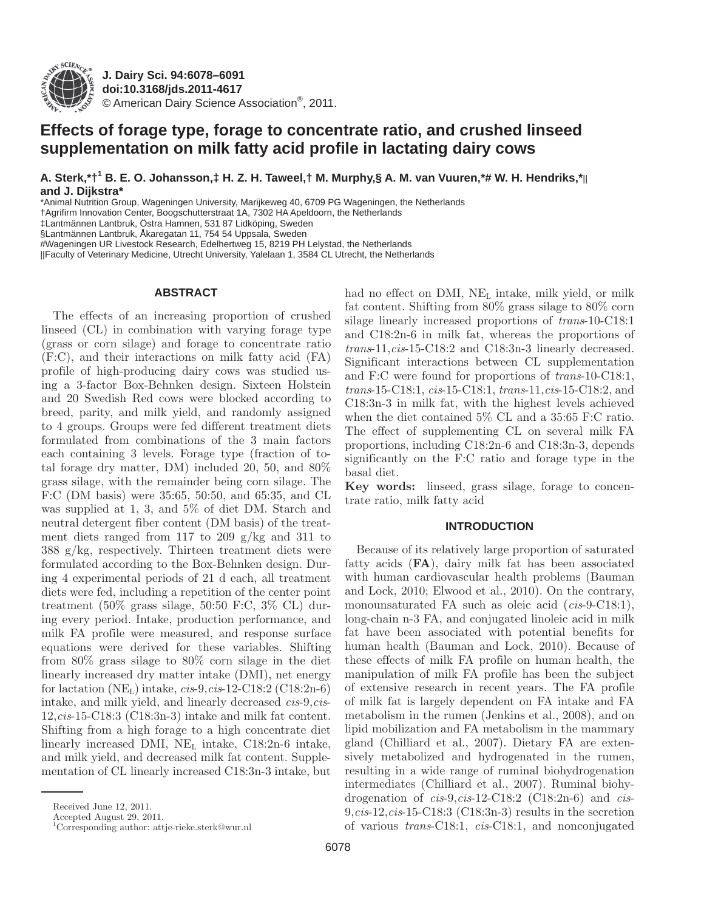# Effects of forage type, forage to concentrate ratio, and crushed linseed supplementation on milk fatty acid profile in lactating dairy cows

**A. Sterk,*†[1] B. E. O. Johansson,‡ H. Z. H. Taweel,† M. Murphy,§ A. M. van Vuuren,*# W. H. Hendriks,*|| and J. Dijkstra***

*Animal Nutrition Group, Wageningen University, Marijkeweg 40, 6709 PG Wageningen, the Netherlands
†Agrifirm Innovation Center, Boogschutterstraat 1A, 7302 HA Apeldoorn, the Netherlands
‡Lantmännen Lantbruk, Östra Hamnen, 531 87 Lidköping, Sweden
§Lantmännen Lantbruk, Åkaregatan 11, 754 54 Uppsala, Sweden
#Wageningen UR Livestock Research, Edelhertweg 15, 8219 PH Lelystad, the Netherlands
||Faculty of Veterinary Medicine, Utrecht University, Yalelaan 1, 3584 CL Utrecht, the Netherlands

## ABSTRACT

The effects of an increasing proportion of crushed linseed (CL) in combination with varying forage type (grass or corn silage) and forage to concentrate ratio (F:C), and their interactions on milk fatty acid (FA) profile of high-producing dairy cows was studied using a 3-factor Box-Behnken design. Sixteen Holstein and 20 Swedish Red cows were blocked according to breed, parity, and milk yield, and randomly assigned to 4 groups. Groups were fed different treatment diets formulated from combinations of the 3 main factors each containing 3 levels. Forage type (fraction of total forage dry matter, DM) included 20, 50, and 80% grass silage, with the remainder being corn silage. The F:C (DM basis) were 35:65, 50:50, and 65:35, and CL was supplied at 1, 3, and 5% of diet DM. Starch and neutral detergent fiber content (DM basis) of the treatment diets ranged from 117 to 209 g/kg and 311 to 388 g/kg, respectively. Thirteen treatment diets were formulated according to the Box-Behnken design. During 4 experimental periods of 21 d each, all treatment diets were fed, including a repetition of the center point treatment (50% grass silage, 50:50 F:C, 3% CL) during every period. Intake, production performance, and milk FA profile were measured, and response surface equations were derived for these variables. Shifting from 80% grass silage to 80% corn silage in the diet linearly increased dry matter intake (DMI), net energy for lactation ($NE_L$) intake, *cis*-9,*cis*-12-C18:2 (C18:2n-6) intake, and milk yield, and linearly decreased *cis*-9,*cis*-12,*cis*-15-C18:3 (C18:3n-3) intake and milk fat content. Shifting from a high forage to a high concentrate diet linearly increased DMI, $NE_L$ intake, C18:2n-6 intake, and milk yield, and decreased milk fat content. Supplementation of CL linearly increased C18:3n-3 intake, but had no effect on DMI, $NE_L$ intake, milk yield, or milk fat content. Shifting from 80% grass silage to 80% corn silage linearly increased proportions of *trans*-10-C18:1 and C18:2n-6 in milk fat, whereas the proportions of *trans*-11,*cis*-15-C18:2 and C18:3n-3 linearly decreased. Significant interactions between CL supplementation and F:C were found for proportions of *trans*-10-C18:1, *trans*-15-C18:1, *cis*-15-C18:1, *trans*-11,*cis*-15-C18:2, and C18:3n-3 in milk fat, with the highest levels achieved when the diet contained 5% CL and a 35:65 F:C ratio. The effect of supplementing CL on several milk FA proportions, including C18:2n-6 and C18:3n-3, depends significantly on the F:C ratio and forage type in the basal diet.

**Key words:** linseed, grass silage, forage to concentrate ratio, milk fatty acid

## INTRODUCTION

Because of its relatively large proportion of saturated fatty acids (**FA**), dairy milk fat has been associated with human cardiovascular health problems (Bauman and Lock, 2010; Elwood et al., 2010). On the contrary, monounsaturated FA such as oleic acid (*cis*-9-C18:1), long-chain n-3 FA, and conjugated linoleic acid in milk fat have been associated with potential benefits for human health (Bauman and Lock, 2010). Because of these effects of milk FA profile on human health, the manipulation of milk FA profile has been the subject of extensive research in recent years. The FA profile of milk fat is largely dependent on FA intake and FA metabolism in the rumen (Jenkins et al., 2008), and on lipid mobilization and FA metabolism in the mammary gland (Chilliard et al., 2007). Dietary FA are extensively metabolized and hydrogenated in the rumen, resulting in a wide range of ruminal biohydrogenation intermediates (Chilliard et al., 2007). Ruminal biohydrogenation of *cis*-9,*cis*-12-C18:2 (C18:2n-6) and *cis*-9,*cis*-12,*cis*-15-C18:3 (C18:3n-3) results in the secretion of various *trans*-C18:1, *cis*-C18:1, and nonconjugated

Received June 12, 2011.
Accepted August 29, 2011.
[1]Corresponding author: attje-rieke.sterk@wur.nl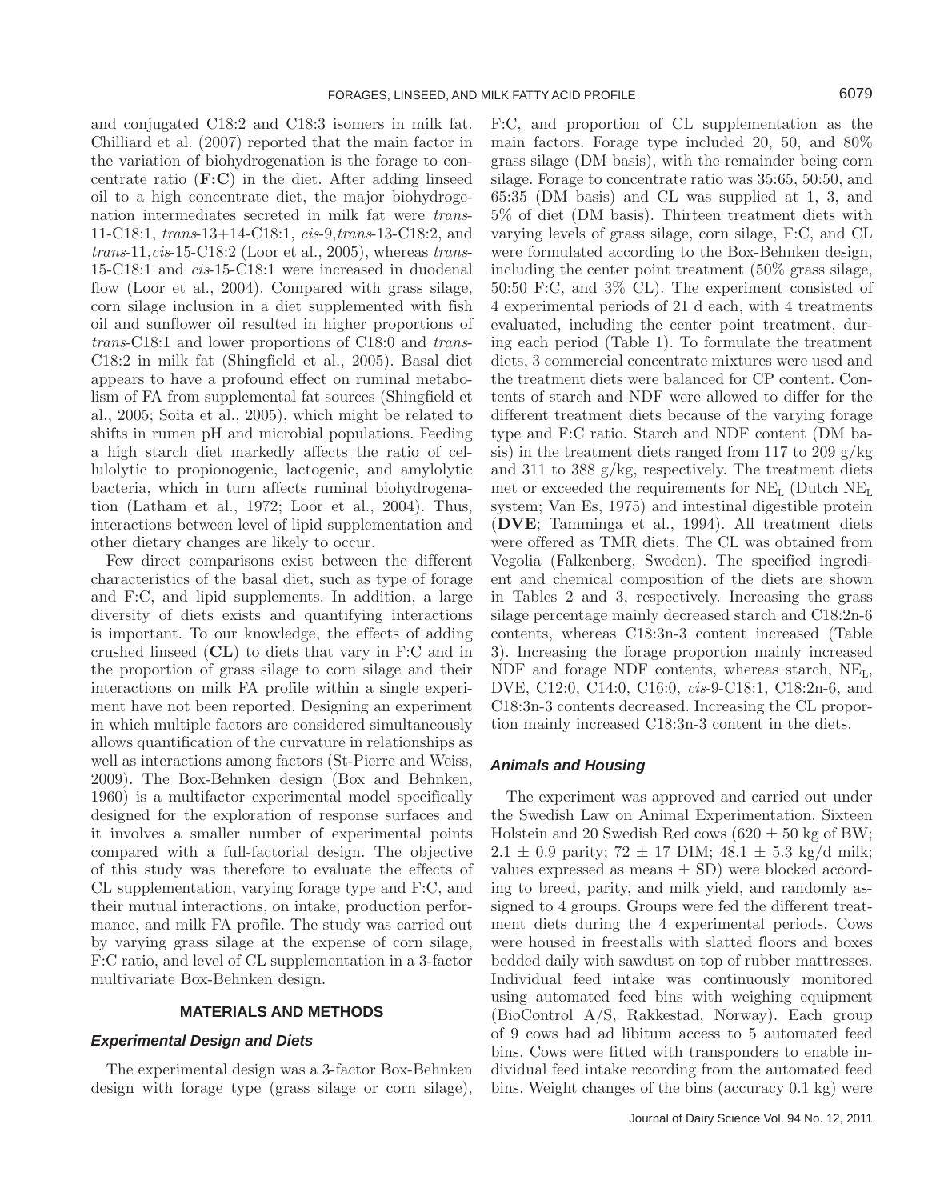and conjugated C18:2 and C18:3 isomers in milk fat. Chilliard et al. (2007) reported that the main factor in the variation of biohydrogenation is the forage to concentrate ratio (**F:C**) in the diet. After adding linseed oil to a high concentrate diet, the major biohydrogenation intermediates secreted in milk fat were *trans*-11-C18:1, *trans*-13+14-C18:1, *cis*-9,*trans*-13-C18:2, and *trans*-11,*cis*-15-C18:2 (Loor et al., 2005), whereas *trans*-15-C18:1 and *cis*-15-C18:1 were increased in duodenal flow (Loor et al., 2004). Compared with grass silage, corn silage inclusion in a diet supplemented with fish oil and sunflower oil resulted in higher proportions of *trans*-C18:1 and lower proportions of C18:0 and *trans*-C18:2 in milk fat (Shingfield et al., 2005). Basal diet appears to have a profound effect on ruminal metabolism of FA from supplemental fat sources (Shingfield et al., 2005; Soita et al., 2005), which might be related to shifts in rumen pH and microbial populations. Feeding a high starch diet markedly affects the ratio of cellulolytic to propionogenic, lactogenic, and amylolytic bacteria, which in turn affects ruminal biohydrogenation (Latham et al., 1972; Loor et al., 2004). Thus, interactions between level of lipid supplementation and other dietary changes are likely to occur.

Few direct comparisons exist between the different characteristics of the basal diet, such as type of forage and F:C, and lipid supplements. In addition, a large diversity of diets exists and quantifying interactions is important. To our knowledge, the effects of adding crushed linseed (**CL**) to diets that vary in F:C and in the proportion of grass silage to corn silage and their interactions on milk FA profile within a single experiment have not been reported. Designing an experiment in which multiple factors are considered simultaneously allows quantification of the curvature in relationships as well as interactions among factors (St-Pierre and Weiss, 2009). The Box-Behnken design (Box and Behnken, 1960) is a multifactor experimental model specifically designed for the exploration of response surfaces and it involves a smaller number of experimental points compared with a full-factorial design. The objective of this study was therefore to evaluate the effects of CL supplementation, varying forage type and F:C, and their mutual interactions, on intake, production performance, and milk FA profile. The study was carried out by varying grass silage at the expense of corn silage, F:C ratio, and level of CL supplementation in a 3-factor multivariate Box-Behnken design.

## MATERIALS AND METHODS

### *Experimental Design and Diets*

The experimental design was a 3-factor Box-Behnken design with forage type (grass silage or corn silage), F:C, and proportion of CL supplementation as the main factors. Forage type included 20, 50, and 80% grass silage (DM basis), with the remainder being corn silage. Forage to concentrate ratio was 35:65, 50:50, and 65:35 (DM basis) and CL was supplied at 1, 3, and 5% of diet (DM basis). Thirteen treatment diets with varying levels of grass silage, corn silage, F:C, and CL were formulated according to the Box-Behnken design, including the center point treatment (50% grass silage, 50:50 F:C, and 3% CL). The experiment consisted of 4 experimental periods of 21 d each, with 4 treatments evaluated, including the center point treatment, during each period (Table 1). To formulate the treatment diets, 3 commercial concentrate mixtures were used and the treatment diets were balanced for CP content. Contents of starch and NDF were allowed to differ for the different treatment diets because of the varying forage type and F:C ratio. Starch and NDF content (DM basis) in the treatment diets ranged from 117 to 209 g/kg and 311 to 388 g/kg, respectively. The treatment diets met or exceeded the requirements for $NE_L$ (Dutch $NE_L$ system; Van Es, 1975) and intestinal digestible protein (**DVE**; Tamminga et al., 1994). All treatment diets were offered as TMR diets. The CL was obtained from Vegolia (Falkenberg, Sweden). The specified ingredient and chemical composition of the diets are shown in Tables 2 and 3, respectively. Increasing the grass silage percentage mainly decreased starch and C18:2n-6 contents, whereas C18:3n-3 content increased (Table 3). Increasing the forage proportion mainly increased NDF and forage NDF contents, whereas starch, $NE_L$, DVE, C12:0, C14:0, C16:0, *cis*-9-C18:1, C18:2n-6, and C18:3n-3 contents decreased. Increasing the CL proportion mainly increased C18:3n-3 content in the diets.

### *Animals and Housing*

The experiment was approved and carried out under the Swedish Law on Animal Experimentation. Sixteen Holstein and 20 Swedish Red cows (620 ± 50 kg of BW; 2.1 ± 0.9 parity; 72 ± 17 DIM; 48.1 ± 5.3 kg/d milk; values expressed as means ± SD) were blocked according to breed, parity, and milk yield, and randomly assigned to 4 groups. Groups were fed the different treatment diets during the 4 experimental periods. Cows were housed in freestalls with slatted floors and boxes bedded daily with sawdust on top of rubber mattresses. Individual feed intake was continuously monitored using automated feed bins with weighing equipment (BioControl A/S, Rakkestad, Norway). Each group of 9 cows had ad libitum access to 5 automated feed bins. Cows were fitted with transponders to enable individual feed intake recording from the automated feed bins. Weight changes of the bins (accuracy 0.1 kg) were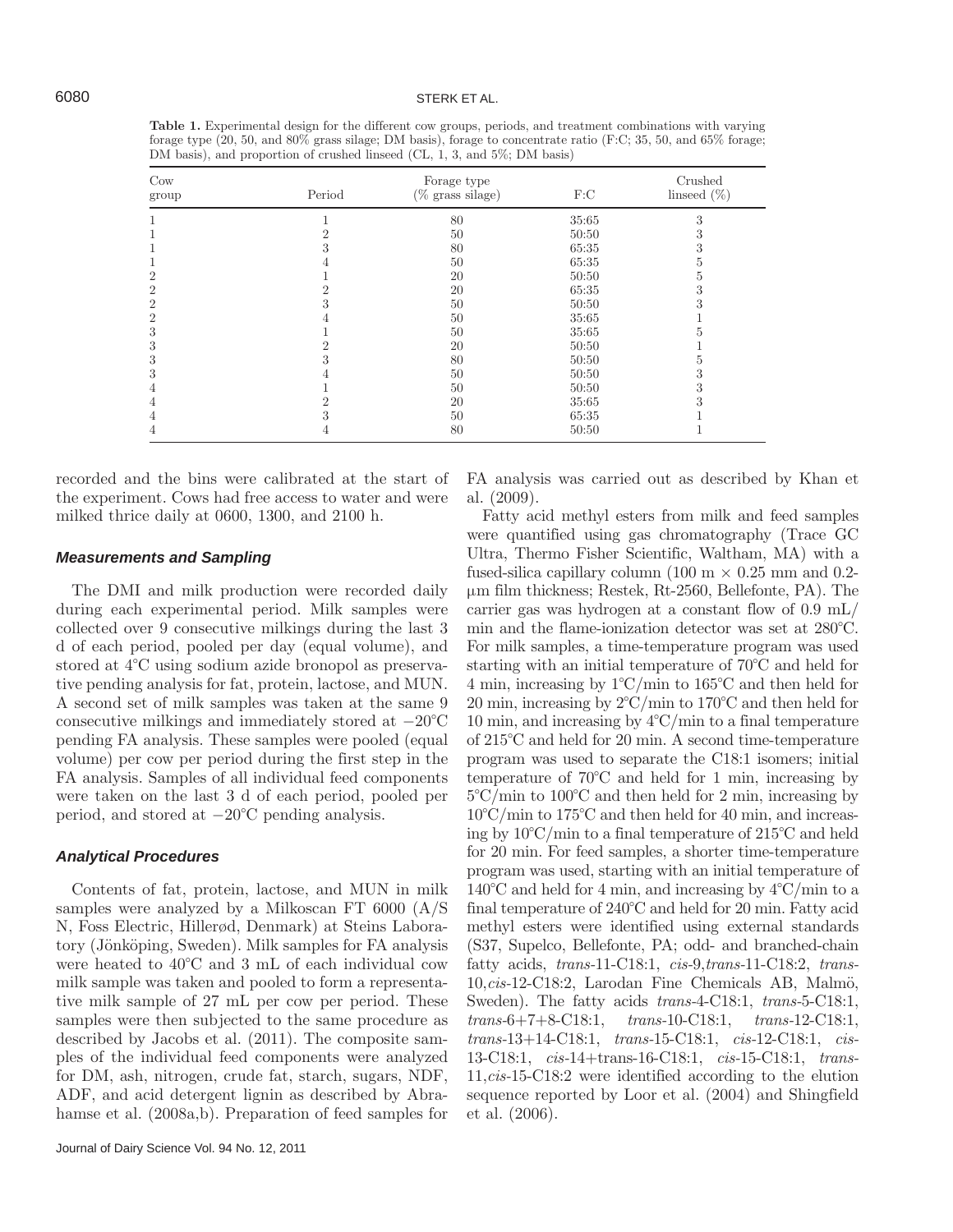**Table 1.** Experimental design for the different cow groups, periods, and treatment combinations with varying forage type (20, 50, and 80% grass silage; DM basis), forage to concentrate ratio (F:C; 35, 50, and 65% forage; DM basis), and proportion of crushed linseed (CL, 1, 3, and 5%; DM basis)

| Cow group | Period | Forage type (% grass silage) | F:C | Crushed linseed (%) |
|---|---|---|---|---|
| 1 | 1 | 80 | 35:65 | 3 |
| 1 | 2 | 50 | 50:50 | 3 |
| 1 | 3 | 80 | 65:35 | 3 |
| 1 | 4 | 50 | 65:35 | 5 |
| 2 | 1 | 20 | 50:50 | 5 |
| 2 | 2 | 20 | 65:35 | 3 |
| 2 | 3 | 50 | 50:50 | 3 |
| 2 | 4 | 50 | 35:65 | 1 |
| 3 | 1 | 50 | 35:65 | 5 |
| 3 | 2 | 20 | 50:50 | 1 |
| 3 | 3 | 80 | 50:50 | 5 |
| 3 | 4 | 50 | 50:50 | 3 |
| 4 | 1 | 50 | 50:50 | 3 |
| 4 | 2 | 20 | 35:65 | 3 |
| 4 | 3 | 50 | 65:35 | 1 |
| 4 | 4 | 80 | 50:50 | 1 |

recorded and the bins were calibrated at the start of the experiment. Cows had free access to water and were milked thrice daily at 0600, 1300, and 2100 h.

### *Measurements and Sampling*

The DMI and milk production were recorded daily during each experimental period. Milk samples were collected over 9 consecutive milkings during the last 3 d of each period, pooled per day (equal volume), and stored at 4°C using sodium azide bronopol as preservative pending analysis for fat, protein, lactose, and MUN. A second set of milk samples was taken at the same 9 consecutive milkings and immediately stored at −20°C pending FA analysis. These samples were pooled (equal volume) per cow per period during the first step in the FA analysis. Samples of all individual feed components were taken on the last 3 d of each period, pooled per period, and stored at −20°C pending analysis.

### *Analytical Procedures*

Contents of fat, protein, lactose, and MUN in milk samples were analyzed by a Milkoscan FT 6000 (A/S N, Foss Electric, Hillerød, Denmark) at Steins Laboratory (Jönköping, Sweden). Milk samples for FA analysis were heated to 40°C and 3 mL of each individual cow milk sample was taken and pooled to form a representative milk sample of 27 mL per cow per period. These samples were then subjected to the same procedure as described by Jacobs et al. (2011). The composite samples of the individual feed components were analyzed for DM, ash, nitrogen, crude fat, starch, sugars, NDF, ADF, and acid detergent lignin as described by Abrahamse et al. (2008a,b). Preparation of feed samples for FA analysis was carried out as described by Khan et al. (2009).

Fatty acid methyl esters from milk and feed samples were quantified using gas chromatography (Trace GC Ultra, Thermo Fisher Scientific, Waltham, MA) with a fused-silica capillary column (100 m × 0.25 mm and 0.2-μm film thickness; Restek, Rt-2560, Bellefonte, PA). The carrier gas was hydrogen at a constant flow of 0.9 mL/min and the flame-ionization detector was set at 280°C. For milk samples, a time-temperature program was used starting with an initial temperature of 70°C and held for 4 min, increasing by 1°C/min to 165°C and then held for 20 min, increasing by 2°C/min to 170°C and then held for 10 min, and increasing by 4°C/min to a final temperature of 215°C and held for 20 min. A second time-temperature program was used to separate the C18:1 isomers; initial temperature of 70°C and held for 1 min, increasing by 5°C/min to 100°C and then held for 2 min, increasing by 10°C/min to 175°C and then held for 40 min, and increasing by 10°C/min to a final temperature of 215°C and held for 20 min. For feed samples, a shorter time-temperature program was used, starting with an initial temperature of 140°C and held for 4 min, and increasing by 4°C/min to a final temperature of 240°C and held for 20 min. Fatty acid methyl esters were identified using external standards (S37, Supelco, Bellefonte, PA; odd- and branched-chain fatty acids, *trans*-11-C18:1, *cis*-9,*trans*-11-C18:2, *trans*-10,*cis*-12-C18:2, Larodan Fine Chemicals AB, Malmö, Sweden). The fatty acids *trans*-4-C18:1, *trans*-5-C18:1, *trans*-6+7+8-C18:1, *trans*-10-C18:1, *trans*-12-C18:1, *trans*-13+14-C18:1, *trans*-15-C18:1, *cis*-12-C18:1, *cis*-13-C18:1, *cis*-14+trans-16-C18:1, *cis*-15-C18:1, *trans*-11,*cis*-15-C18:2 were identified according to the elution sequence reported by Loor et al. (2004) and Shingfield et al. (2006).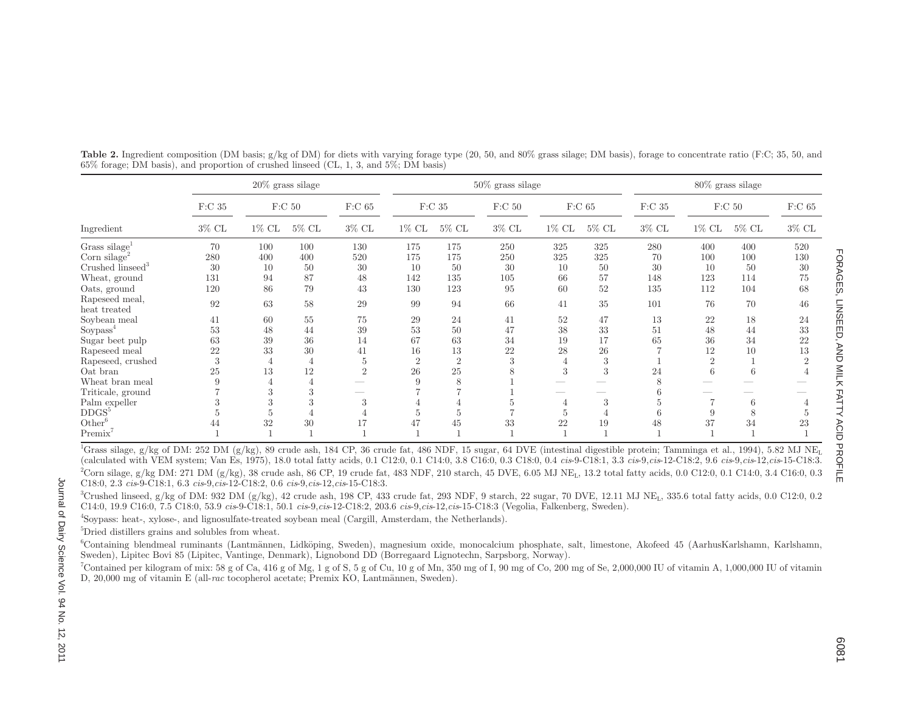**Table 2.** Ingredient composition (DM basis; g/kg of DM) for diets with varying forage type (20, 50, and 80% grass silage; DM basis), forage to concentrate ratio (F:C; 35, 50, and 65% forage; DM basis), and proportion of crushed linseed (CL, 1, 3, and 5%; DM basis)

| | 20% grass silage | | | | 50% grass silage | | | | | | 80% grass silage | | | |
|---|---|---|---|---|---|---|---|---|---|---|---|---|---|---|
| | F:C 35 | F:C 50 | | F:C 65 | F:C 35 | | F:C 50 | F:C 65 | | | F:C 35 | F:C 50 | | F:C 65 |
| Ingredient | 3% CL | 1% CL | 5% CL | 3% CL | 1% CL | 5% CL | 3% CL | 1% CL | 5% CL | | 3% CL | 1% CL | 5% CL | 3% CL |
| Grass silage[1] | 70 | 100 | 100 | 130 | 175 | 175 | 250 | 325 | 325 | | 280 | 400 | 400 | 520 |
| Corn silage[2] | 280 | 400 | 400 | 520 | 175 | 175 | 250 | 325 | 325 | | 70 | 100 | 100 | 130 |
| Crushed linseed[3] | 30 | 10 | 50 | 30 | 10 | 50 | 30 | 10 | 50 | | 30 | 10 | 50 | 30 |
| Wheat, ground | 131 | 94 | 87 | 48 | 142 | 135 | 105 | 66 | 57 | | 148 | 123 | 114 | 75 |
| Oats, ground | 120 | 86 | 79 | 43 | 130 | 123 | 95 | 60 | 52 | | 135 | 112 | 104 | 68 |
| Rapeseed meal, heat treated | 92 | 63 | 58 | 29 | 99 | 94 | 66 | 41 | 35 | | 101 | 76 | 70 | 46 |
| Soybean meal | 41 | 60 | 55 | 75 | 29 | 24 | 41 | 52 | 47 | | 13 | 22 | 18 | 24 |
| Soypass[4] | 53 | 48 | 44 | 39 | 53 | 50 | 47 | 38 | 33 | | 51 | 48 | 44 | 33 |
| Sugar beet pulp | 63 | 39 | 36 | 14 | 67 | 63 | 34 | 19 | 17 | | 65 | 36 | 34 | 22 |
| Rapeseed meal | 22 | 33 | 30 | 41 | 16 | 13 | 22 | 28 | 26 | | 7 | 12 | 10 | 13 |
| Rapeseed, crushed | 3 | 4 | 4 | 5 | 2 | 2 | 3 | 4 | 3 | | 1 | 2 | 1 | 2 |
| Oat bran | 25 | 13 | 12 | 2 | 26 | 25 | 8 | 3 | 3 | | 24 | 6 | 6 | 4 |
| Wheat bran meal | 9 | 4 | 4 | — | 9 | 8 | 1 | — | — | | 8 | — | — | — |
| Triticale, ground | 7 | 3 | 3 | — | 7 | 7 | 1 | — | — | | 6 | — | — | — |
| Palm expeller | 3 | 3 | 3 | 3 | 4 | 4 | 5 | 4 | 3 | | 5 | 7 | 6 | 4 |
| DDGS[5] | 5 | 5 | 4 | 4 | 5 | 5 | 7 | 5 | 4 | | 6 | 9 | 8 | 5 |
| Other[6] | 44 | 32 | 30 | 17 | 47 | 45 | 33 | 22 | 19 | | 48 | 37 | 34 | 23 |
| Premix[7] | 1 | 1 | 1 | 1 | 1 | 1 | 1 | 1 | 1 | | 1 | 1 | 1 | 1 |

[1]Grass silage, g/kg of DM: 252 DM (g/kg), 89 crude ash, 184 CP, 36 crude fat, 486 NDF, 15 sugar, 64 DVE (intestinal digestible protein; Tamminga et al., 1994), 5.82 MJ $NE_L$ (calculated with VEM system; Van Es, 1975), 18.0 total fatty acids, 0.1 C12:0, 0.1 C14:0, 3.8 C16:0, 0.3 C18:0, 0.4 *cis*-9-C18:1, 3.3 *cis*-9,*cis*-12-C18:2, 9.6 *cis*-9,*cis*-12,*cis*-15-C18:3.

[2]Corn silage, g/kg DM: 271 DM (g/kg), 38 crude ash, 86 CP, 19 crude fat, 483 NDF, 210 starch, 45 DVE, 6.05 MJ $NE_L$, 13.2 total fatty acids, 0.0 C12:0, 0.1 C14:0, 3.4 C16:0, 0.3 C18:0, 2.3 *cis*-9-C18:1, 6.3 *cis*-9,*cis*-12-C18:2, 0.6 *cis*-9,*cis*-12,*cis*-15-C18:3.

[3]Crushed linseed, g/kg of DM: 932 DM (g/kg), 42 crude ash, 198 CP, 433 crude fat, 293 NDF, 9 starch, 22 sugar, 70 DVE, 12.11 MJ $NE_L$, 335.6 total fatty acids, 0.0 C12:0, 0.2 C14:0, 19.9 C16:0, 7.5 C18:0, 53.9 *cis*-9-C18:1, 50.1 *cis*-9,*cis*-12-C18:2, 203.6 *cis*-9,*cis*-12,*cis*-15-C18:3 (Vegolia, Falkenberg, Sweden).

[4]Soypass: heat-, xylose-, and lignosulfate-treated soybean meal (Cargill, Amsterdam, the Netherlands).

[5]Dried distillers grains and solubles from wheat.

[6]Containing blendmeal ruminants (Lantmännen, Lidköping, Sweden), magnesium oxide, monocalcium phosphate, salt, limestone, Akofeed 45 (AarhusKarlshamn, Karlshamn, Sweden), Lipitec Bovi 85 (Lipitec, Vantinge, Denmark), Lignobond DD (Borregaard Lignotechn, Sarpsborg, Norway).

[7]Contained per kilogram of mix: 58 g of Ca, 416 g of Mg, 1 g of S, 5 g of Cu, 10 g of Mn, 350 mg of I, 90 mg of Co, 200 mg of Se, 2,000,000 IU of vitamin A, 1,000,000 IU of vitamin D, 20,000 mg of vitamin E (all-*rac* tocopherol acetate; Premix KO, Lantmännen, Sweden).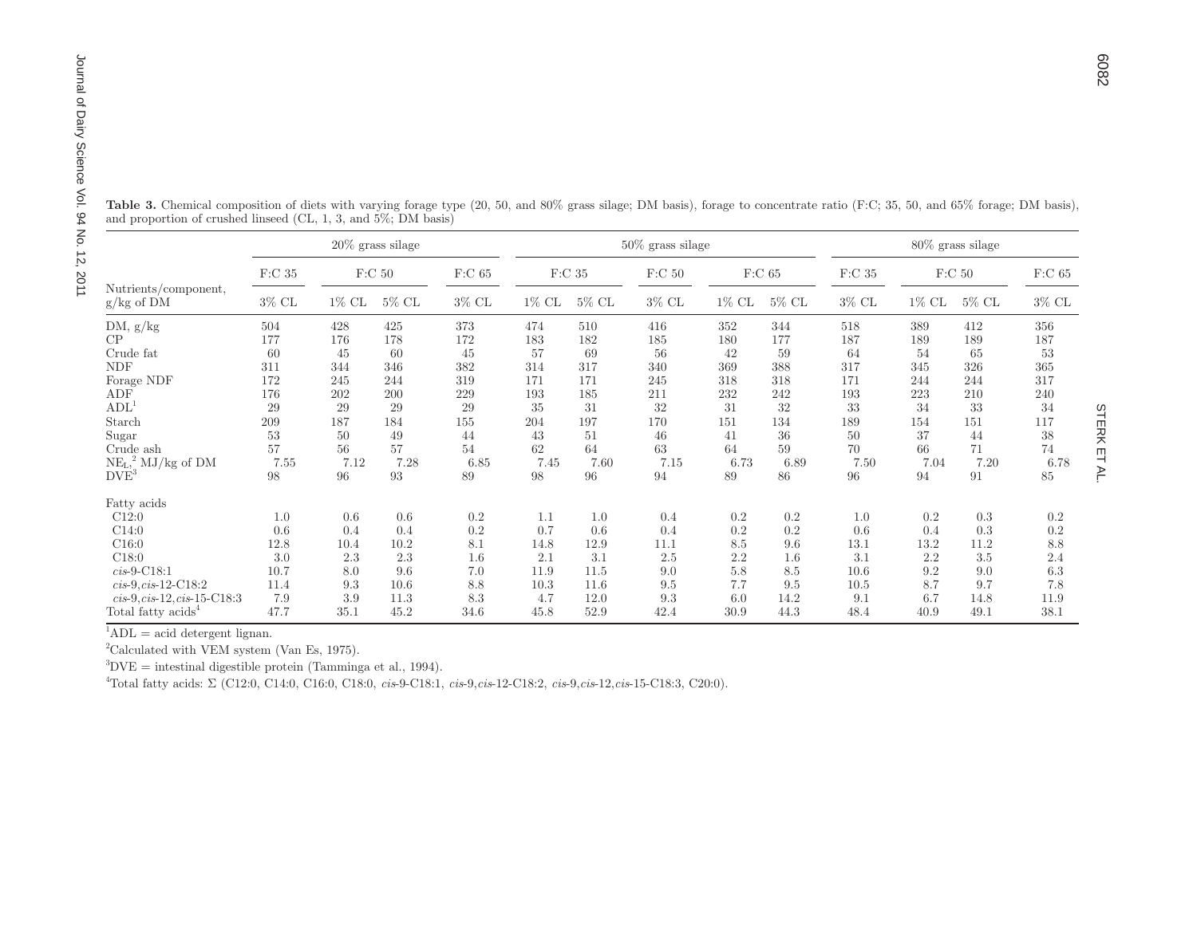**Table 3.** Chemical composition of diets with varying forage type (20, 50, and 80% grass silage; DM basis), forage to concentrate ratio (F:C; 35, 50, and 65% forage; DM basis), and proportion of crushed linseed (CL, 1, 3, and 5%; DM basis)

| Nutrients/component, g/kg of DM | 20% grass silage | | | | 50% grass silage | | | | | 80% grass silage | | | |
|---|---|---|---|---|---|---|---|---|---|---|---|---|---|
| | F:C 35 | F:C 50 | | F:C 65 | F:C 35 | | F:C 50 | F:C 65 | | F:C 35 | F:C 50 | | F:C 65 |
| | 3% CL | 1% CL | 5% CL | 3% CL | 1% CL | 5% CL | 3% CL | 1% CL | 5% CL | 3% CL | 1% CL | 5% CL | 3% CL |
| DM, g/kg | 504 | 428 | 425 | 373 | 474 | 510 | 416 | 352 | 344 | 518 | 389 | 412 | 356 |
| CP | 177 | 176 | 178 | 172 | 183 | 182 | 185 | 180 | 177 | 187 | 189 | 189 | 187 |
| Crude fat | 60 | 45 | 60 | 45 | 57 | 69 | 56 | 42 | 59 | 64 | 54 | 65 | 53 |
| NDF | 311 | 344 | 346 | 382 | 314 | 317 | 340 | 369 | 388 | 317 | 345 | 326 | 365 |
| Forage NDF | 172 | 245 | 244 | 319 | 171 | 171 | 245 | 318 | 318 | 171 | 244 | 244 | 317 |
| ADF | 176 | 202 | 200 | 229 | 193 | 185 | 211 | 232 | 242 | 193 | 223 | 210 | 240 |
| ADL[1] | 29 | 29 | 29 | 29 | 35 | 31 | 32 | 31 | 32 | 33 | 34 | 33 | 34 |
| Starch | 209 | 187 | 184 | 155 | 204 | 197 | 170 | 151 | 134 | 189 | 154 | 151 | 117 |
| Sugar | 53 | 50 | 49 | 44 | 43 | 51 | 46 | 41 | 36 | 50 | 37 | 44 | 38 |
| Crude ash | 57 | 56 | 57 | 54 | 62 | 64 | 63 | 64 | 59 | 70 | 66 | 71 | 74 |
| $NE_L$,[2] MJ/kg of DM | 7.55 | 7.12 | 7.28 | 6.85 | 7.45 | 7.60 | 7.15 | 6.73 | 6.89 | 7.50 | 7.04 | 7.20 | 6.78 |
| DVE[3] | 98 | 96 | 93 | 89 | 98 | 96 | 94 | 89 | 86 | 96 | 94 | 91 | 85 |
| Fatty acids | | | | | | | | | | | | | |
| C12:0 | 1.0 | 0.6 | 0.6 | 0.2 | 1.1 | 1.0 | 0.4 | 0.2 | 0.2 | 1.0 | 0.2 | 0.3 | 0.2 |
| C14:0 | 0.6 | 0.4 | 0.4 | 0.2 | 0.7 | 0.6 | 0.4 | 0.2 | 0.2 | 0.6 | 0.4 | 0.3 | 0.2 |
| C16:0 | 12.8 | 10.4 | 10.2 | 8.1 | 14.8 | 12.9 | 11.1 | 8.5 | 9.6 | 13.1 | 13.2 | 11.2 | 8.8 |
| C18:0 | 3.0 | 2.3 | 2.3 | 1.6 | 2.1 | 3.1 | 2.5 | 2.2 | 1.6 | 3.1 | 2.2 | 3.5 | 2.4 |
| *cis*-9-C18:1 | 10.7 | 8.0 | 9.6 | 7.0 | 11.9 | 11.5 | 9.0 | 5.8 | 8.5 | 10.6 | 9.2 | 9.0 | 6.3 |
| *cis*-9,*cis*-12-C18:2 | 11.4 | 9.3 | 10.6 | 8.8 | 10.3 | 11.6 | 9.5 | 7.7 | 9.5 | 10.5 | 8.7 | 9.7 | 7.8 |
| *cis*-9,*cis*-12,*cis*-15-C18:3 | 7.9 | 3.9 | 11.3 | 8.3 | 4.7 | 12.0 | 9.3 | 6.0 | 14.2 | 9.1 | 6.7 | 14.8 | 11.9 |
| Total fatty acids[4] | 47.7 | 35.1 | 45.2 | 34.6 | 45.8 | 52.9 | 42.4 | 30.9 | 44.3 | 48.4 | 40.9 | 49.1 | 38.1 |

[1]ADL = acid detergent lignan.

[2]Calculated with VEM system (Van Es, 1975).

[3]DVE = intestinal digestible protein (Tamminga et al., 1994).

[4]Total fatty acids: Σ (C12:0, C14:0, C16:0, C18:0, *cis*-9-C18:1, *cis*-9,*cis*-12-C18:2, *cis*-9,*cis*-12,*cis*-15-C18:3, C20:0).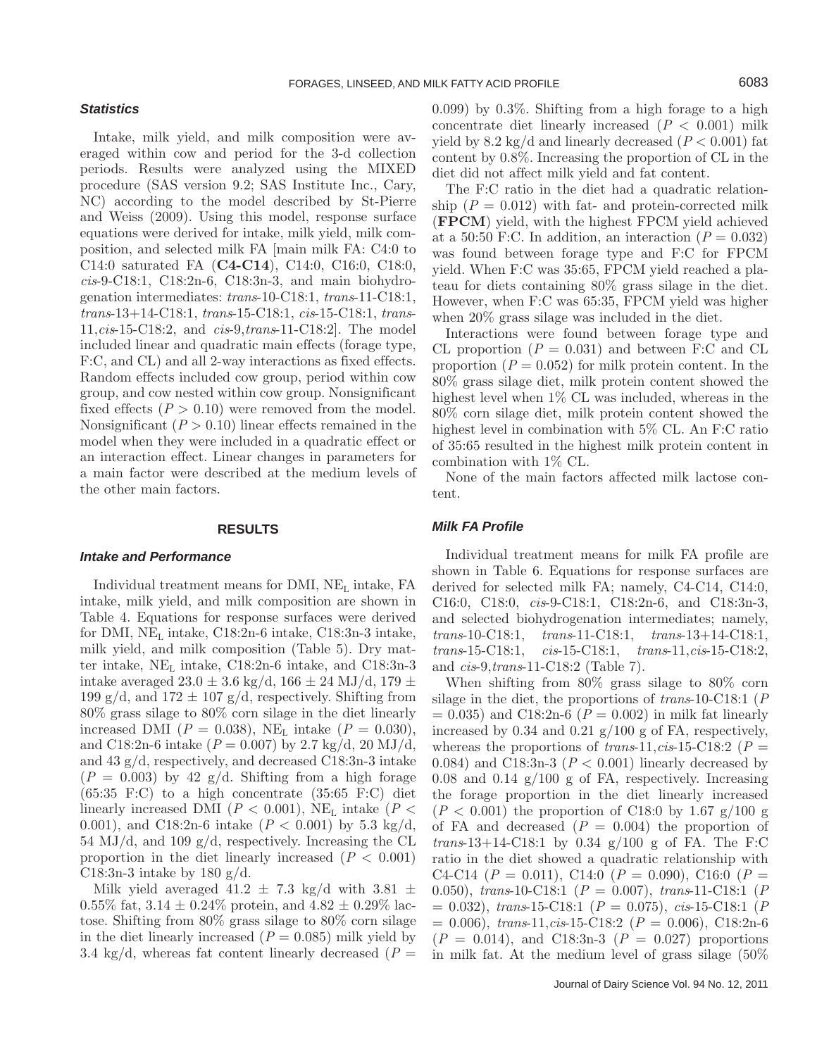### Statistics

Intake, milk yield, and milk composition were averaged within cow and period for the 3-d collection periods. Results were analyzed using the MIXED procedure (SAS version 9.2; SAS Institute Inc., Cary, NC) according to the model described by St-Pierre and Weiss (2009). Using this model, response surface equations were derived for intake, milk yield, milk composition, and selected milk FA [main milk FA: C4:0 to C14:0 saturated FA (**C4-C14**), C14:0, C16:0, C18:0, *cis*-9-C18:1, C18:2n-6, C18:3n-3, and main biohydrogenation intermediates: *trans*-10-C18:1, *trans*-11-C18:1, *trans*-13+14-C18:1, *trans*-15-C18:1, *cis*-15-C18:1, *trans*-11,*cis*-15-C18:2, and *cis*-9,*trans*-11-C18:2]. The model included linear and quadratic main effects (forage type, F:C, and CL) and all 2-way interactions as fixed effects. Random effects included cow group, period within cow group, and cow nested within cow group. Nonsignificant fixed effects ($P > 0.10$) were removed from the model. Nonsignificant ($P > 0.10$) linear effects remained in the model when they were included in a quadratic effect or an interaction effect. Linear changes in parameters for a main factor were described at the medium levels of the other main factors.

## RESULTS

### Intake and Performance

Individual treatment means for DMI, $NE_L$ intake, FA intake, milk yield, and milk composition are shown in Table 4. Equations for response surfaces were derived for DMI, $NE_L$ intake, C18:2n-6 intake, C18:3n-3 intake, milk yield, and milk composition (Table 5). Dry matter intake, $NE_L$ intake, C18:2n-6 intake, and C18:3n-3 intake averaged 23.0 ± 3.6 kg/d, 166 ± 24 MJ/d, 179 ± 199 g/d, and 172 ± 107 g/d, respectively. Shifting from 80% grass silage to 80% corn silage in the diet linearly increased DMI ($P = 0.038$), $NE_L$ intake ($P = 0.030$), and C18:2n-6 intake ($P = 0.007$) by 2.7 kg/d, 20 MJ/d, and 43 g/d, respectively, and decreased C18:3n-3 intake ($P = 0.003$) by 42 g/d. Shifting from a high forage (65:35 F:C) to a high concentrate (35:65 F:C) diet linearly increased DMI ($P < 0.001$), $NE_L$ intake ($P < 0.001$), and C18:2n-6 intake ($P < 0.001$) by 5.3 kg/d, 54 MJ/d, and 109 g/d, respectively. Increasing the CL proportion in the diet linearly increased ($P < 0.001$) C18:3n-3 intake by 180 g/d.

Milk yield averaged 41.2 ± 7.3 kg/d with 3.81 ± 0.55% fat, 3.14 ± 0.24% protein, and 4.82 ± 0.29% lactose. Shifting from 80% grass silage to 80% corn silage in the diet linearly increased ($P = 0.085$) milk yield by 3.4 kg/d, whereas fat content linearly decreased ($P = 0.099$) by 0.3%. Shifting from a high forage to a high concentrate diet linearly increased ($P < 0.001$) milk yield by 8.2 kg/d and linearly decreased ($P < 0.001$) fat content by 0.8%. Increasing the proportion of CL in the diet did not affect milk yield and fat content.

The F:C ratio in the diet had a quadratic relationship ($P = 0.012$) with fat- and protein-corrected milk (**FPCM**) yield, with the highest FPCM yield achieved at a 50:50 F:C. In addition, an interaction ($P = 0.032$) was found between forage type and F:C for FPCM yield. When F:C was 35:65, FPCM yield reached a plateau for diets containing 80% grass silage in the diet. However, when F:C was 65:35, FPCM yield was higher when 20% grass silage was included in the diet.

Interactions were found between forage type and CL proportion ($P = 0.031$) and between F:C and CL proportion ($P = 0.052$) for milk protein content. In the 80% grass silage diet, milk protein content showed the highest level when 1% CL was included, whereas in the 80% corn silage diet, milk protein content showed the highest level in combination with 5% CL. An F:C ratio of 35:65 resulted in the highest milk protein content in combination with 1% CL.

None of the main factors affected milk lactose content.

### Milk FA Profile

Individual treatment means for milk FA profile are shown in Table 6. Equations for response surfaces are derived for selected milk FA; namely, C4-C14, C14:0, C16:0, C18:0, *cis*-9-C18:1, C18:2n-6, and C18:3n-3, and selected biohydrogenation intermediates; namely, *trans*-10-C18:1, *trans*-11-C18:1, *trans*-13+14-C18:1, *trans*-15-C18:1, *cis*-15-C18:1, *trans*-11,*cis*-15-C18:2, and *cis*-9,*trans*-11-C18:2 (Table 7).

When shifting from 80% grass silage to 80% corn silage in the diet, the proportions of *trans*-10-C18:1 ($P = 0.035$) and C18:2n-6 ($P = 0.002$) in milk fat linearly increased by 0.34 and 0.21 g/100 g of FA, respectively, whereas the proportions of *trans*-11,*cis*-15-C18:2 ($P = 0.084$) and C18:3n-3 ($P < 0.001$) linearly decreased by 0.08 and 0.14 g/100 g of FA, respectively. Increasing the forage proportion in the diet linearly increased ($P < 0.001$) the proportion of C18:0 by 1.67 g/100 g of FA and decreased ($P = 0.004$) the proportion of *trans*-13+14-C18:1 by 0.34 g/100 g of FA. The F:C ratio in the diet showed a quadratic relationship with C4-C14 ($P = 0.011$), C14:0 ($P = 0.090$), C16:0 ($P = 0.050$), *trans*-10-C18:1 ($P = 0.007$), *trans*-11-C18:1 ($P = 0.032$), *trans*-15-C18:1 ($P = 0.075$), *cis*-15-C18:1 ($P = 0.006$), *trans*-11,*cis*-15-C18:2 ($P = 0.006$), C18:2n-6 ($P = 0.014$), and C18:3n-3 ($P = 0.027$) proportions in milk fat. At the medium level of grass silage (50%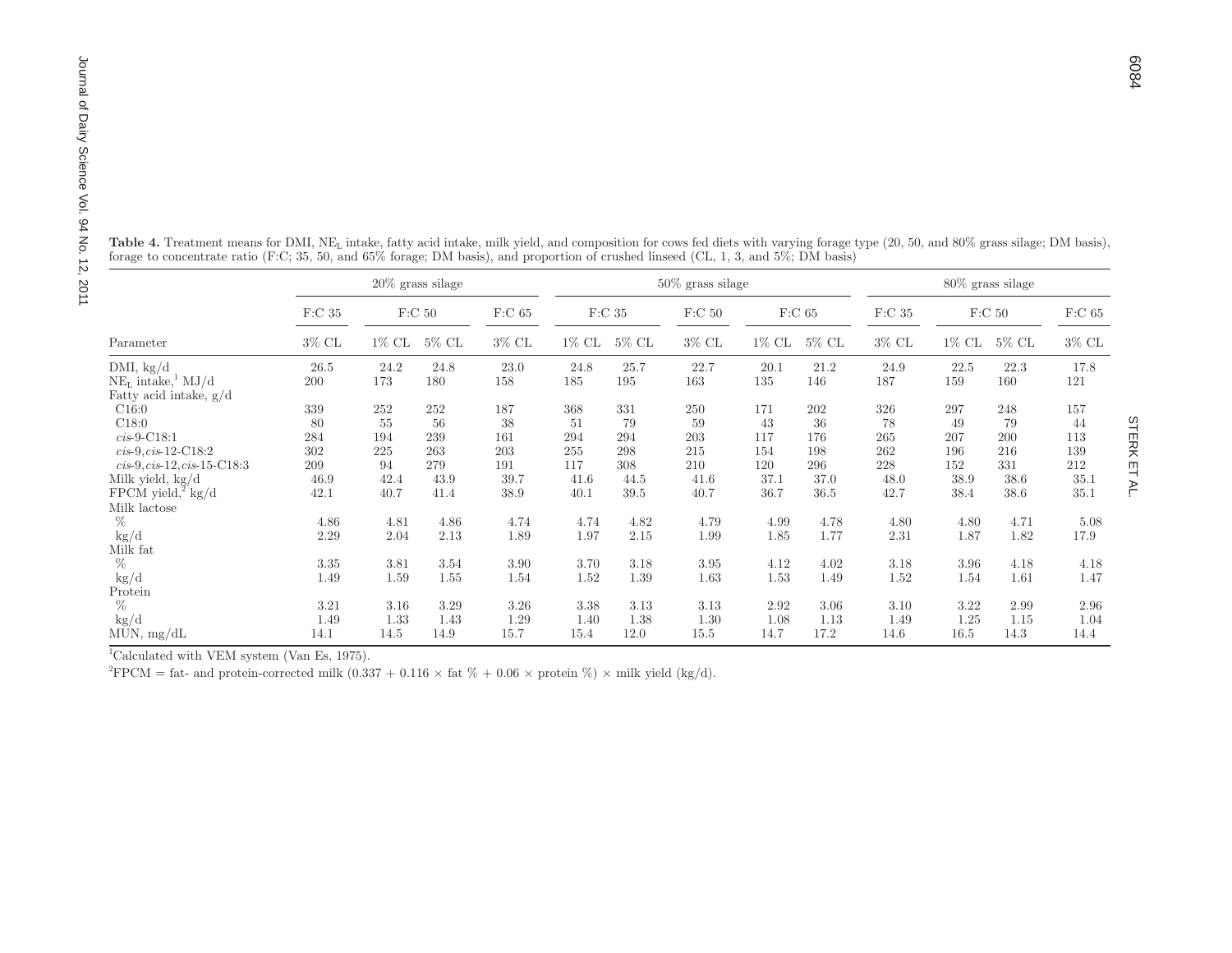**Table 4.** Treatment means for DMI, $NE_L$ intake, fatty acid intake, milk yield, and composition for cows fed diets with varying forage type (20, 50, and 80% grass silage; DM basis), forage to concentrate ratio (F:C; 35, 50, and 65% forage; DM basis), and proportion of crushed linseed (CL, 1, 3, and 5%; DM basis)

| | 20% grass silage | | | | 50% grass silage | | | | | 80% grass silage | | | |
|---|---|---|---|---|---|---|---|---|---|---|---|---|---|
| | F:C 35 | F:C 50 | | F:C 65 | F:C 35 | | F:C 50 | F:C 65 | | F:C 35 | F:C 50 | | F:C 65 |
| Parameter | 3% CL | 1% CL | 5% CL | 3% CL | 1% CL | 5% CL | 3% CL | 1% CL | 5% CL | 3% CL | 1% CL | 5% CL | 3% CL |
| DMI, kg/d | 26.5 | 24.2 | 24.8 | 23.0 | 24.8 | 25.7 | 22.7 | 20.1 | 21.2 | 24.9 | 22.5 | 22.3 | 17.8 |
| $NE_L$ intake,[1] MJ/d | 200 | 173 | 180 | 158 | 185 | 195 | 163 | 135 | 146 | 187 | 159 | 160 | 121 |
| Fatty acid intake, g/d | | | | | | | | | | | | | |
| C16:0 | 339 | 252 | 252 | 187 | 368 | 331 | 250 | 171 | 202 | 326 | 297 | 248 | 157 |
| C18:0 | 80 | 55 | 56 | 38 | 51 | 79 | 59 | 43 | 36 | 78 | 49 | 79 | 44 |
| *cis*-9-C18:1 | 284 | 194 | 239 | 161 | 294 | 294 | 203 | 117 | 176 | 265 | 207 | 200 | 113 |
| *cis*-9,*cis*-12-C18:2 | 302 | 225 | 263 | 203 | 255 | 298 | 215 | 154 | 198 | 262 | 196 | 216 | 139 |
| *cis*-9,*cis*-12,*cis*-15-C18:3 | 209 | 94 | 279 | 191 | 117 | 308 | 210 | 120 | 296 | 228 | 152 | 331 | 212 |
| Milk yield, kg/d | 46.9 | 42.4 | 43.9 | 39.7 | 41.6 | 44.5 | 41.6 | 37.1 | 37.0 | 48.0 | 38.9 | 38.6 | 35.1 |
| FPCM yield,[2] kg/d | 42.1 | 40.7 | 41.4 | 38.9 | 40.1 | 39.5 | 40.7 | 36.7 | 36.5 | 42.7 | 38.4 | 38.6 | 35.1 |
| Milk lactose | | | | | | | | | | | | | |
| % | 4.86 | 4.81 | 4.86 | 4.74 | 4.74 | 4.82 | 4.79 | 4.99 | 4.78 | 4.80 | 4.80 | 4.71 | 5.08 |
| kg/d | 2.29 | 2.04 | 2.13 | 1.89 | 1.97 | 2.15 | 1.99 | 1.85 | 1.77 | 2.31 | 1.87 | 1.82 | 17.9 |
| Milk fat | | | | | | | | | | | | | |
| % | 3.35 | 3.81 | 3.54 | 3.90 | 3.70 | 3.18 | 3.95 | 4.12 | 4.02 | 3.18 | 3.96 | 4.18 | 4.18 |
| kg/d | 1.49 | 1.59 | 1.55 | 1.54 | 1.52 | 1.39 | 1.63 | 1.53 | 1.49 | 1.52 | 1.54 | 1.61 | 1.47 |
| Protein | | | | | | | | | | | | | |
| % | 3.21 | 3.16 | 3.29 | 3.26 | 3.38 | 3.13 | 3.13 | 2.92 | 3.06 | 3.10 | 3.22 | 2.99 | 2.96 |
| kg/d | 1.49 | 1.33 | 1.43 | 1.29 | 1.40 | 1.38 | 1.30 | 1.08 | 1.13 | 1.49 | 1.25 | 1.15 | 1.04 |
| MUN, mg/dL | 14.1 | 14.5 | 14.9 | 15.7 | 15.4 | 12.0 | 15.5 | 14.7 | 17.2 | 14.6 | 16.5 | 14.3 | 14.4 |

[1]Calculated with VEM system (Van Es, 1975).

[2]FPCM = fat- and protein-corrected milk $(0.337 + 0.116 \times \text{fat } \% + 0.06 \times \text{protein } \%) \times \text{milk yield (kg/d)}$.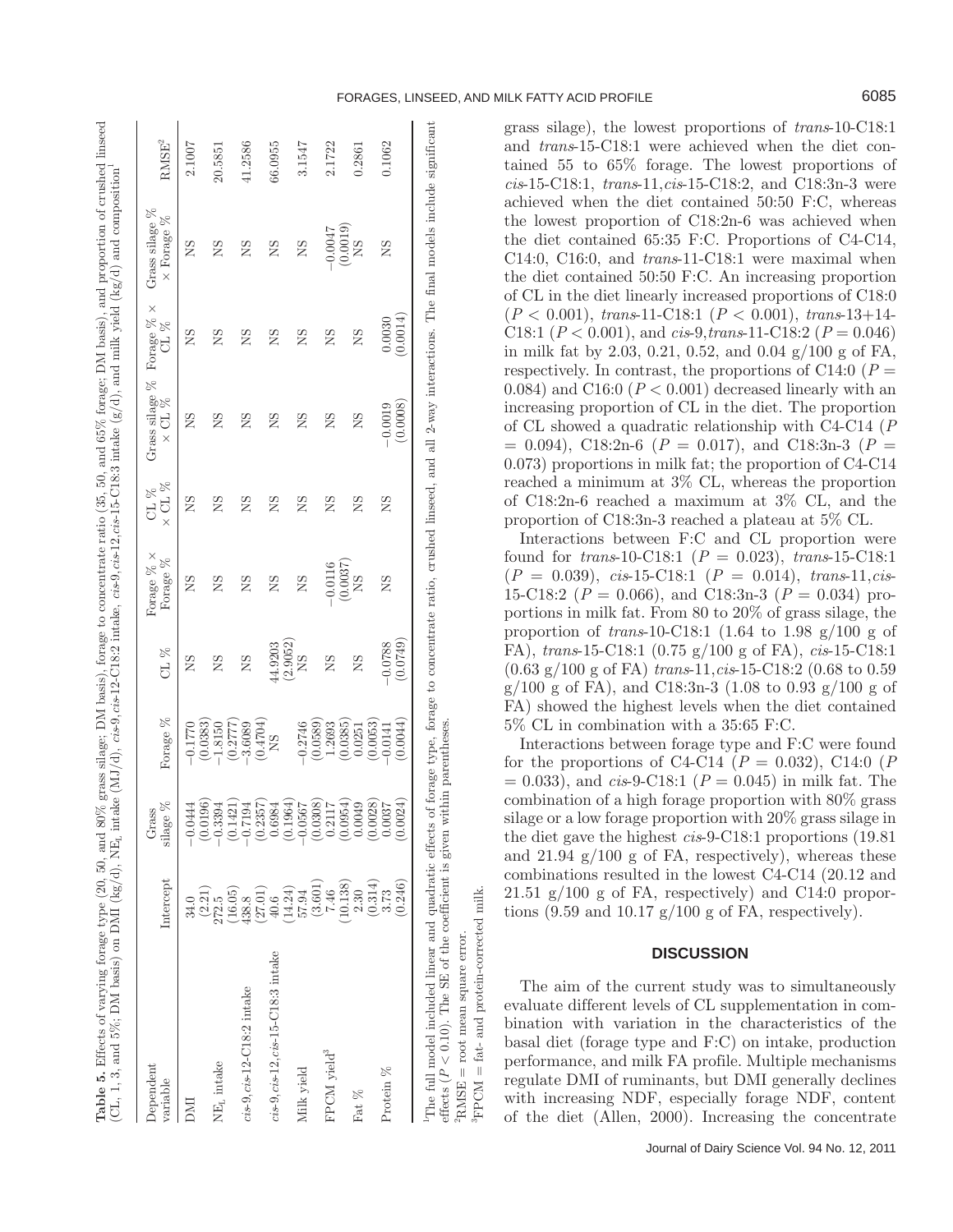**Table 5.** Effects of varying forage type (20, 50, and 80% grass silage; DM basis), forage to concentrate ratio (35, 50, and 65% forage; DM basis), and proportion of crushed linseed (CL, 1, 3, and 5%; DM basis) on DMI (kg/d), $NE_L$ intake (MJ/d), *cis*-9,*cis*-12-C18:2 intake, *cis*-9,*cis*-12,*cis*-15-C18:3 intake (g/d), and milk yield (kg/d) and composition[1]

| Dependent variable | Intercept | Grass silage % | Forage % | CL % | Forage % × Forage % | CL % × CL % | Grass silage % × CL % | Forage % × CL % | Grass silage % × Forage % | RMSE[2] |
|---|---|---|---|---|---|---|---|---|---|---|
| DMI | 34.0 (2.21) | −0.0444 (0.0196) | −0.1770 (0.0383) | NS | NS | NS | NS | NS | NS | 2.1007 |
| $NE_L$ intake | 272.5 (16.05) | −0.3394 (0.1421) | −1.8150 (0.2777) | NS | NS | NS | NS | NS | NS | 20.5851 |
| *cis*-9,*cis*-12-C18:2 intake | 438.8 (27.01) | −0.7194 (0.2357) | −3.6089 (0.4704) | NS | NS | NS | NS | NS | NS | 41.2586 |
| *cis*-9,*cis*-12,*cis*-15-C18:3 intake | 40.6 (14.24) | 0.6984 (0.1964) | NS | 44.9203 (2.9052) | NS | NS | NS | NS | NS | 66.0955 |
| Milk yield | 57.94 (3.601) | −0.0567 (0.0308) | −0.2746 (0.0589) | NS | NS | NS | NS | NS | NS | 3.1547 |
| FPCM yield[3] | 7.46 (10.138) | 0.2117 (0.0954) | 1.2693 (0.0385) | NS | −0.0116 (0.0037) | NS | NS | NS | −0.0047 (0.0019) | 2.1722 |
| Fat % | 2.30 (0.314) | 0.0049 (0.0028) | 0.0251 (0.0053) | NS | NS | NS | NS | NS | NS | 0.2861 |
| Protein % | 3.73 (0.246) | 0.0037 (0.0024) | −0.0141 (0.0044) | −0.0788 (0.0749) | NS | NS | −0.0019 (0.0008) | 0.0030 (0.0014) | NS | 0.1062 |

[1]The full model included linear and quadratic effects of forage type, forage to concentrate ratio, crushed linseed, and all 2-way interactions. The final models include significant effects ($P < 0.10$). The SE of the coefficient is given within parentheses.

[2]RMSE = root mean square error.

[3]FPCM = fat- and protein-corrected milk.

grass silage), the lowest proportions of *trans*-10-C18:1 and *trans*-15-C18:1 were achieved when the diet contained 55 to 65% forage. The lowest proportions of *cis*-15-C18:1, *trans*-11,*cis*-15-C18:2, and C18:3n-3 were achieved when the diet contained 50:50 F:C, whereas the lowest proportion of C18:2n-6 was achieved when the diet contained 65:35 F:C. Proportions of C4-C14, C14:0, C16:0, and *trans*-11-C18:1 were maximal when the diet contained 50:50 F:C. An increasing proportion of CL in the diet linearly increased proportions of C18:0 ($P < 0.001$), *trans*-11-C18:1 ($P < 0.001$), *trans*-13+14-C18:1 ($P < 0.001$), and *cis*-9,*trans*-11-C18:2 ($P = 0.046$) in milk fat by 2.03, 0.21, 0.52, and 0.04 g/100 g of FA, respectively. In contrast, the proportions of C14:0 ($P = 0.084$) and C16:0 ($P < 0.001$) decreased linearly with an increasing proportion of CL in the diet. The proportion of CL showed a quadratic relationship with C4-C14 ($P = 0.094$), C18:2n-6 ($P = 0.017$), and C18:3n-3 ($P = 0.073$) proportions in milk fat; the proportion of C4-C14 reached a minimum at 3% CL, whereas the proportion of C18:2n-6 reached a maximum at 3% CL, and the proportion of C18:3n-3 reached a plateau at 5% CL.

Interactions between F:C and CL proportion were found for *trans*-10-C18:1 ($P = 0.023$), *trans*-15-C18:1 ($P = 0.039$), *cis*-15-C18:1 ($P = 0.014$), *trans*-11,*cis*-15-C18:2 ($P = 0.066$), and C18:3n-3 ($P = 0.034$) proportions in milk fat. From 80 to 20% of grass silage, the proportion of *trans*-10-C18:1 (1.64 to 1.98 g/100 g of FA), *trans*-15-C18:1 (0.75 g/100 g of FA), *cis*-15-C18:1 (0.63 g/100 g of FA) *trans*-11,*cis*-15-C18:2 (0.68 to 0.59 g/100 g of FA), and C18:3n-3 (1.08 to 0.93 g/100 g of FA) showed the highest levels when the diet contained 5% CL in combination with a 35:65 F:C.

Interactions between forage type and F:C were found for the proportions of C4-C14 ($P = 0.032$), C14:0 ($P = 0.033$), and *cis*-9-C18:1 ($P = 0.045$) in milk fat. The combination of a high forage proportion with 80% grass silage or a low forage proportion with 20% grass silage in the diet gave the highest *cis*-9-C18:1 proportions (19.81 and 21.94 g/100 g of FA, respectively), whereas these combinations resulted in the lowest C4-C14 (20.12 and 21.51 g/100 g of FA, respectively) and C14:0 proportions (9.59 and 10.17 g/100 g of FA, respectively).

## DISCUSSION

The aim of the current study was to simultaneously evaluate different levels of CL supplementation in combination with variation in the characteristics of the basal diet (forage type and F:C) on intake, production performance, and milk FA profile. Multiple mechanisms regulate DMI of ruminants, but DMI generally declines with increasing NDF, especially forage NDF, content of the diet (Allen, 2000). Increasing the concentrate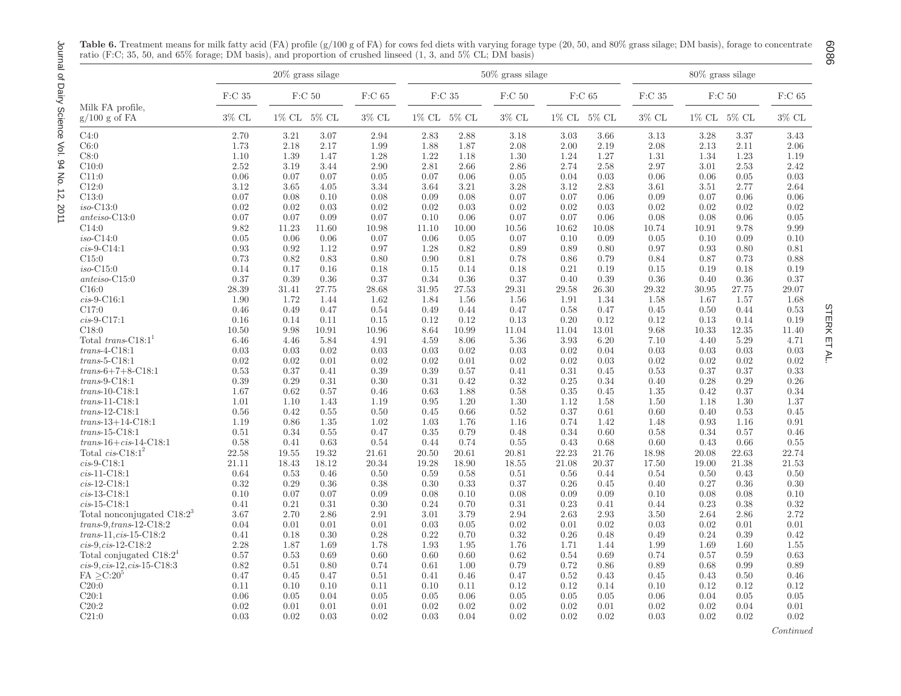**Table 6.** Treatment means for milk fatty acid (FA) profile (g/100 g of FA) for cows fed diets with varying forage type (20, 50, and 80% grass silage; DM basis), forage to concentrate ratio (F:C; 35, 50, and 65% forage; DM basis), and proportion of crushed linseed (1, 3, and 5% CL; DM basis)

| Milk FA profile, g/100 g of FA | 20% grass silage | | | | 50% grass silage | | | | | 80% grass silage | | | |
|---|---|---|---|---|---|---|---|---|---|---|---|---|---|
| | F:C 35 | F:C 50 | | F:C 65 | F:C 35 | | F:C 50 | F:C 65 | | F:C 35 | F:C 50 | | F:C 65 |
| | 3% CL | 1% CL | 5% CL | 3% CL | 1% CL | 5% CL | 3% CL | 1% CL | 5% CL | 3% CL | 1% CL | 5% CL | 3% CL |
| C4:0 | 2.70 | 3.21 | 3.07 | 2.94 | 2.83 | 2.88 | 3.18 | 3.03 | 3.66 | 3.13 | 3.28 | 3.37 | 3.43 |
| C6:0 | 1.73 | 2.18 | 2.17 | 1.99 | 1.88 | 1.87 | 2.08 | 2.00 | 2.19 | 2.08 | 2.13 | 2.11 | 2.06 |
| C8:0 | 1.10 | 1.39 | 1.47 | 1.28 | 1.22 | 1.18 | 1.30 | 1.24 | 1.27 | 1.31 | 1.34 | 1.23 | 1.19 |
| C10:0 | 2.52 | 3.19 | 3.44 | 2.90 | 2.81 | 2.66 | 2.86 | 2.74 | 2.58 | 2.97 | 3.01 | 2.53 | 2.42 |
| C11:0 | 0.06 | 0.07 | 0.07 | 0.05 | 0.07 | 0.06 | 0.05 | 0.04 | 0.03 | 0.06 | 0.06 | 0.05 | 0.03 |
| C12:0 | 3.12 | 3.65 | 4.05 | 3.34 | 3.64 | 3.21 | 3.28 | 3.12 | 2.83 | 3.61 | 3.51 | 2.77 | 2.64 |
| C13:0 | 0.07 | 0.08 | 0.10 | 0.08 | 0.09 | 0.08 | 0.07 | 0.07 | 0.06 | 0.09 | 0.07 | 0.06 | 0.06 |
| *iso*-C13:0 | 0.02 | 0.02 | 0.03 | 0.02 | 0.02 | 0.03 | 0.02 | 0.02 | 0.03 | 0.02 | 0.02 | 0.02 | 0.02 |
| *anteiso*-C13:0 | 0.07 | 0.07 | 0.09 | 0.07 | 0.10 | 0.06 | 0.07 | 0.07 | 0.06 | 0.08 | 0.08 | 0.06 | 0.05 |
| C14:0 | 9.82 | 11.23 | 11.60 | 10.98 | 11.10 | 10.00 | 10.56 | 10.62 | 10.08 | 10.74 | 10.91 | 9.78 | 9.99 |
| *iso*-C14:0 | 0.05 | 0.06 | 0.06 | 0.07 | 0.06 | 0.05 | 0.07 | 0.10 | 0.09 | 0.05 | 0.10 | 0.09 | 0.10 |
| *cis*-9-C14:1 | 0.93 | 0.92 | 1.12 | 0.97 | 1.28 | 0.82 | 0.89 | 0.89 | 0.80 | 0.97 | 0.93 | 0.80 | 0.81 |
| C15:0 | 0.73 | 0.82 | 0.83 | 0.80 | 0.90 | 0.81 | 0.78 | 0.86 | 0.79 | 0.84 | 0.87 | 0.73 | 0.88 |
| *iso*-C15:0 | 0.14 | 0.17 | 0.16 | 0.18 | 0.15 | 0.14 | 0.18 | 0.21 | 0.19 | 0.15 | 0.19 | 0.18 | 0.19 |
| *anteiso*-C15:0 | 0.37 | 0.39 | 0.36 | 0.37 | 0.34 | 0.36 | 0.37 | 0.40 | 0.39 | 0.36 | 0.40 | 0.36 | 0.37 |
| C16:0 | 28.39 | 31.41 | 27.75 | 28.68 | 31.95 | 27.53 | 29.31 | 29.58 | 26.30 | 29.32 | 30.95 | 27.75 | 29.07 |
| *cis*-9-C16:1 | 1.90 | 1.72 | 1.44 | 1.62 | 1.84 | 1.56 | 1.56 | 1.91 | 1.34 | 1.58 | 1.67 | 1.57 | 1.68 |
| C17:0 | 0.46 | 0.49 | 0.47 | 0.54 | 0.49 | 0.44 | 0.47 | 0.58 | 0.47 | 0.45 | 0.50 | 0.44 | 0.53 |
| *cis*-9-C17:1 | 0.16 | 0.14 | 0.11 | 0.15 | 0.12 | 0.12 | 0.13 | 0.20 | 0.12 | 0.12 | 0.13 | 0.14 | 0.19 |
| C18:0 | 10.50 | 9.98 | 10.91 | 10.96 | 8.64 | 10.99 | 11.04 | 11.04 | 13.01 | 9.68 | 10.33 | 12.35 | 11.40 |
| Total *trans*-C18:1[1] | 6.46 | 4.46 | 5.84 | 4.91 | 4.59 | 8.06 | 5.36 | 3.93 | 6.20 | 7.10 | 4.40 | 5.29 | 4.71 |
| *trans*-4-C18:1 | 0.03 | 0.03 | 0.02 | 0.03 | 0.03 | 0.02 | 0.03 | 0.02 | 0.04 | 0.03 | 0.03 | 0.03 | 0.03 |
| *trans*-5-C18:1 | 0.02 | 0.02 | 0.01 | 0.02 | 0.02 | 0.01 | 0.02 | 0.02 | 0.03 | 0.02 | 0.02 | 0.02 | 0.02 |
| *trans*-6+7+8-C18:1 | 0.53 | 0.37 | 0.41 | 0.39 | 0.39 | 0.57 | 0.41 | 0.31 | 0.45 | 0.53 | 0.37 | 0.37 | 0.33 |
| *trans*-9-C18:1 | 0.39 | 0.29 | 0.31 | 0.30 | 0.31 | 0.42 | 0.32 | 0.25 | 0.34 | 0.40 | 0.28 | 0.29 | 0.26 |
| *trans*-10-C18:1 | 1.67 | 0.62 | 0.57 | 0.46 | 0.63 | 1.88 | 0.58 | 0.35 | 0.45 | 1.35 | 0.42 | 0.37 | 0.34 |
| *trans*-11-C18:1 | 1.01 | 1.10 | 1.43 | 1.19 | 0.95 | 1.20 | 1.30 | 1.12 | 1.58 | 1.50 | 1.18 | 1.30 | 1.37 |
| *trans*-12-C18:1 | 0.56 | 0.42 | 0.55 | 0.50 | 0.45 | 0.66 | 0.52 | 0.37 | 0.61 | 0.60 | 0.40 | 0.53 | 0.45 |
| *trans*-13+14-C18:1 | 1.19 | 0.86 | 1.35 | 1.02 | 1.03 | 1.76 | 1.16 | 0.74 | 1.42 | 1.48 | 0.93 | 1.16 | 0.91 |
| *trans*-15-C18:1 | 0.51 | 0.34 | 0.55 | 0.47 | 0.35 | 0.79 | 0.48 | 0.34 | 0.60 | 0.58 | 0.34 | 0.57 | 0.46 |
| *trans*-16+*cis*-14-C18:1 | 0.58 | 0.41 | 0.63 | 0.54 | 0.44 | 0.74 | 0.55 | 0.43 | 0.68 | 0.60 | 0.43 | 0.66 | 0.55 |
| Total *cis*-C18:1[2] | 22.58 | 19.55 | 19.32 | 21.61 | 20.50 | 20.61 | 20.81 | 22.23 | 21.76 | 18.98 | 20.08 | 22.63 | 22.74 |
| *cis*-9-C18:1 | 21.11 | 18.43 | 18.12 | 20.34 | 19.28 | 18.90 | 18.55 | 21.08 | 20.37 | 17.50 | 19.00 | 21.38 | 21.53 |
| *cis*-11-C18:1 | 0.64 | 0.53 | 0.46 | 0.50 | 0.59 | 0.58 | 0.51 | 0.56 | 0.44 | 0.54 | 0.50 | 0.43 | 0.50 |
| *cis*-12-C18:1 | 0.32 | 0.29 | 0.36 | 0.38 | 0.30 | 0.33 | 0.37 | 0.26 | 0.45 | 0.40 | 0.27 | 0.36 | 0.30 |
| *cis*-13-C18:1 | 0.10 | 0.07 | 0.07 | 0.09 | 0.08 | 0.10 | 0.08 | 0.09 | 0.09 | 0.10 | 0.08 | 0.08 | 0.10 |
| *cis*-15-C18:1 | 0.41 | 0.21 | 0.31 | 0.30 | 0.24 | 0.70 | 0.31 | 0.23 | 0.41 | 0.44 | 0.23 | 0.38 | 0.32 |
| Total nonconjugated C18:2[3] | 3.67 | 2.70 | 2.86 | 2.91 | 3.01 | 3.79 | 2.94 | 2.63 | 2.93 | 3.50 | 2.64 | 2.86 | 2.72 |
| *trans*-9,*trans*-12-C18:2 | 0.04 | 0.01 | 0.01 | 0.01 | 0.03 | 0.05 | 0.02 | 0.01 | 0.02 | 0.03 | 0.02 | 0.01 | 0.01 |
| *trans*-11,*cis*-15-C18:2 | 0.41 | 0.18 | 0.30 | 0.28 | 0.22 | 0.70 | 0.32 | 0.26 | 0.48 | 0.49 | 0.24 | 0.39 | 0.42 |
| *cis*-9,*cis*-12-C18:2 | 2.28 | 1.87 | 1.69 | 1.78 | 1.93 | 1.95 | 1.76 | 1.71 | 1.44 | 1.99 | 1.69 | 1.60 | 1.55 |
| Total conjugated C18:2[4] | 0.57 | 0.53 | 0.69 | 0.60 | 0.60 | 0.60 | 0.62 | 0.54 | 0.69 | 0.74 | 0.57 | 0.59 | 0.63 |
| *cis*-9,*cis*-12,*cis*-15-C18:3 | 0.82 | 0.51 | 0.80 | 0.74 | 0.61 | 1.00 | 0.79 | 0.72 | 0.86 | 0.89 | 0.68 | 0.99 | 0.89 |
| FA ≥C:20[5] | 0.47 | 0.45 | 0.47 | 0.51 | 0.41 | 0.46 | 0.47 | 0.52 | 0.43 | 0.45 | 0.43 | 0.50 | 0.46 |
| C20:0 | 0.11 | 0.10 | 0.10 | 0.11 | 0.10 | 0.11 | 0.12 | 0.12 | 0.14 | 0.10 | 0.12 | 0.12 | 0.12 |
| C20:1 | 0.06 | 0.05 | 0.04 | 0.05 | 0.05 | 0.06 | 0.05 | 0.05 | 0.05 | 0.06 | 0.04 | 0.05 | 0.05 |
| C20:2 | 0.02 | 0.01 | 0.01 | 0.01 | 0.02 | 0.02 | 0.02 | 0.02 | 0.01 | 0.02 | 0.02 | 0.04 | 0.01 |
| C21:0 | 0.03 | 0.02 | 0.03 | 0.02 | 0.03 | 0.04 | 0.02 | 0.02 | 0.02 | 0.03 | 0.02 | 0.02 | 0.02 |

*Continued*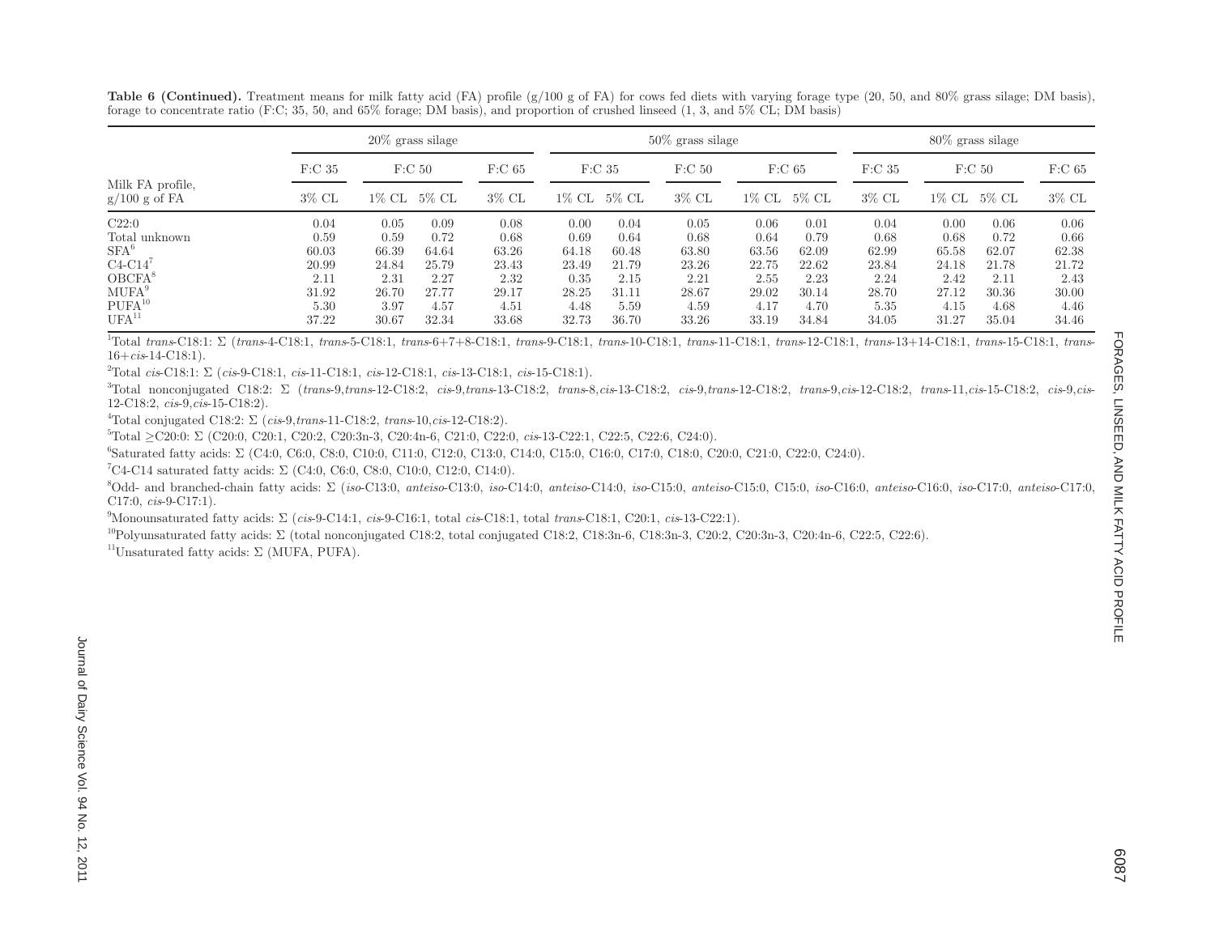**Table 6 (Continued).** Treatment means for milk fatty acid (FA) profile (g/100 g of FA) for cows fed diets with varying forage type (20, 50, and 80% grass silage; DM basis), forage to concentrate ratio (F:C; 35, 50, and 65% forage; DM basis), and proportion of crushed linseed (1, 3, and 5% CL; DM basis)

| Milk FA profile, g/100 g of FA | 20% grass silage | | | | 50% grass silage | | | | | | 80% grass silage | | | |
|---|---|---|---|---|---|---|---|---|---|---|---|---|---|---|
| | F:C 35 | F:C 50 | | F:C 65 | F:C 35 | | F:C 50 | F:C 65 | | | F:C 35 | F:C 50 | | F:C 65 |
| | 3% CL | 1% CL | 5% CL | 3% CL | 1% CL | 5% CL | 3% CL | 1% CL | 5% CL | | 3% CL | 1% CL | 5% CL | 3% CL |
| C22:0 | 0.04 | 0.05 | 0.09 | 0.08 | 0.00 | 0.04 | 0.05 | 0.06 | 0.01 | | 0.04 | 0.00 | 0.06 | 0.06 |
| Total unknown | 0.59 | 0.59 | 0.72 | 0.68 | 0.69 | 0.64 | 0.68 | 0.64 | 0.79 | | 0.68 | 0.68 | 0.72 | 0.66 |
| SFA[6] | 60.03 | 66.39 | 64.64 | 63.26 | 64.18 | 60.48 | 63.80 | 63.56 | 62.09 | | 62.99 | 65.58 | 62.07 | 62.38 |
| C4-C14[7] | 20.99 | 24.84 | 25.79 | 23.43 | 23.49 | 21.79 | 23.26 | 22.75 | 22.62 | | 23.84 | 24.18 | 21.78 | 21.72 |
| OBCFA[8] | 2.11 | 2.31 | 2.27 | 2.32 | 0.35 | 2.15 | 2.21 | 2.55 | 2.23 | | 2.24 | 2.42 | 2.11 | 2.43 |
| MUFA[9] | 31.92 | 26.70 | 27.77 | 29.17 | 28.25 | 31.11 | 28.67 | 29.02 | 30.14 | | 28.70 | 27.12 | 30.36 | 30.00 |
| PUFA[10] | 5.30 | 3.97 | 4.57 | 4.51 | 4.48 | 5.59 | 4.59 | 4.17 | 4.70 | | 5.35 | 4.15 | 4.68 | 4.46 |
| UFA[11] | 37.22 | 30.67 | 32.34 | 33.68 | 32.73 | 36.70 | 33.26 | 33.19 | 34.84 | | 34.05 | 31.27 | 35.04 | 34.46 |

[1]Total *trans*-C18:1: Σ (*trans*-4-C18:1, *trans*-5-C18:1, *trans*-6+7+8-C18:1, *trans*-9-C18:1, *trans*-10-C18:1, *trans*-11-C18:1, *trans*-12-C18:1, *trans*-13+14-C18:1, *trans*-15-C18:1, *trans*-16+*cis*-14-C18:1).

[2]Total *cis*-C18:1: Σ (*cis*-9-C18:1, *cis*-11-C18:1, *cis*-12-C18:1, *cis*-13-C18:1, *cis*-15-C18:1).

[3]Total nonconjugated C18:2: Σ (*trans*-9,*trans*-12-C18:2, *cis*-9,*trans*-13-C18:2, *trans*-8,*cis*-13-C18:2, *cis*-9,*trans*-12-C18:2, *trans*-9,*cis*-12-C18:2, *trans*-11,*cis*-15-C18:2, *cis*-9,*cis*-12-C18:2, *cis*-9,*cis*-15-C18:2).

[4]Total conjugated C18:2: Σ (*cis*-9,*trans*-11-C18:2, *trans*-10,*cis*-12-C18:2).

[5]Total ≥C20:0: Σ (C20:0, C20:1, C20:2, C20:3n-3, C20:4n-6, C21:0, C22:0, *cis*-13-C22:1, C22:5, C22:6, C24:0).

[6]Saturated fatty acids: Σ (C4:0, C6:0, C8:0, C10:0, C11:0, C12:0, C13:0, C14:0, C15:0, C16:0, C17:0, C18:0, C20:0, C21:0, C22:0, C24:0).

[7]C4-C14 saturated fatty acids: Σ (C4:0, C6:0, C8:0, C10:0, C12:0, C14:0).

[8]Odd- and branched-chain fatty acids: Σ (*iso*-C13:0, *anteiso*-C13:0, *iso*-C14:0, *anteiso*-C14:0, *iso*-C15:0, *anteiso*-C15:0, C15:0, *iso*-C16:0, *anteiso*-C16:0, *iso*-C17:0, *anteiso*-C17:0, C17:0, *cis*-9-C17:1).

[9]Monounsaturated fatty acids: Σ (*cis*-9-C14:1, *cis*-9-C16:1, total *cis*-C18:1, total *trans*-C18:1, C20:1, *cis*-13-C22:1).

[10]Polyunsaturated fatty acids: Σ (total nonconjugated C18:2, total conjugated C18:2, C18:3n-6, C18:3n-3, C20:2, C20:3n-3, C20:4n-6, C22:5, C22:6).

[11]Unsaturated fatty acids: Σ (MUFA, PUFA).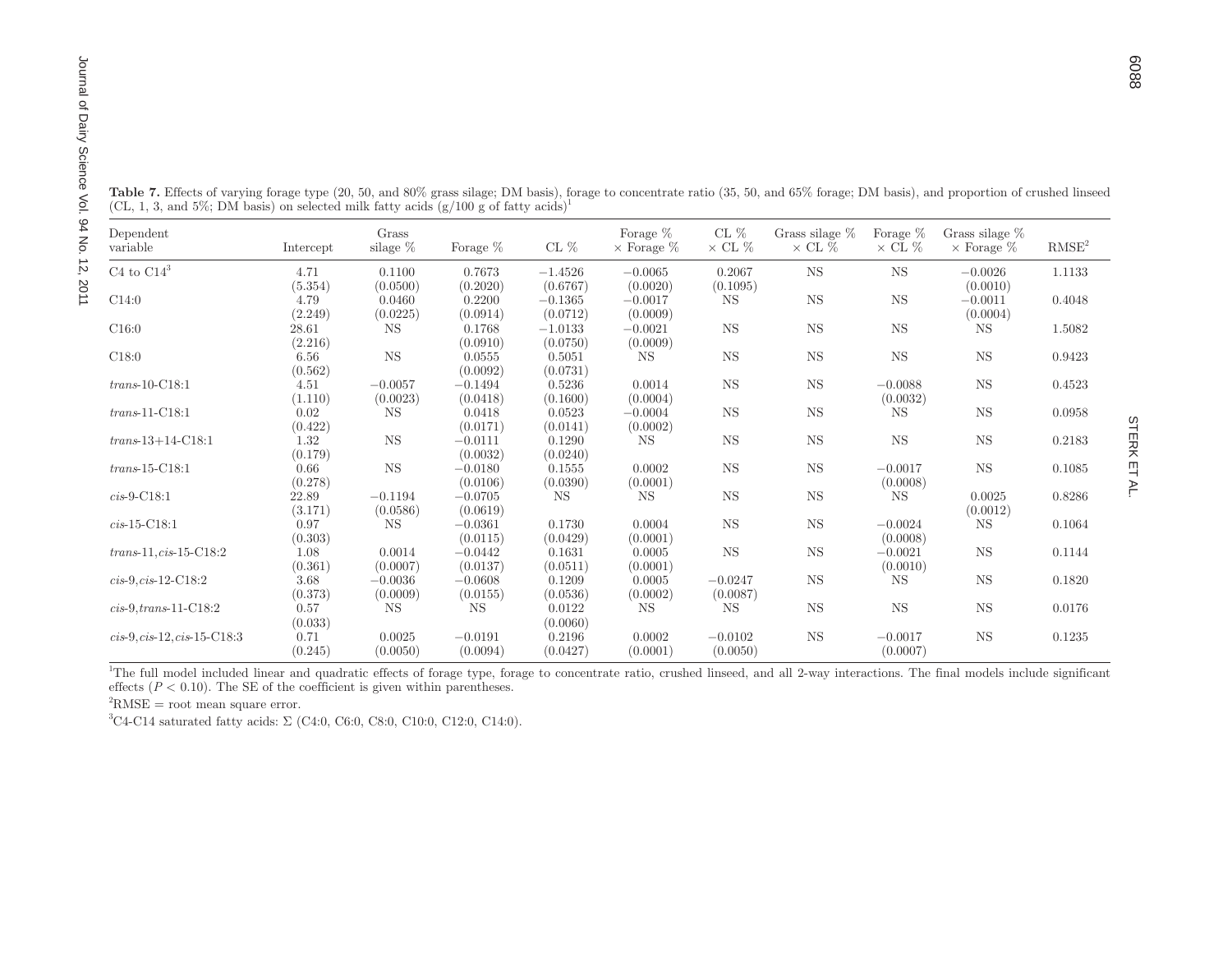**Table 7.** Effects of varying forage type (20, 50, and 80% grass silage; DM basis), forage to concentrate ratio (35, 50, and 65% forage; DM basis), and proportion of crushed linseed (CL, 1, 3, and 5%; DM basis) on selected milk fatty acids (g/100 g of fatty acids)[1]

| Dependent variable | Intercept | Grass silage % | Forage % | CL % | Forage % × Forage % | CL % × CL % | Grass silage % × CL % | Forage % × CL % | Grass silage % × Forage % | RMSE[2] |
|---|---|---|---|---|---|---|---|---|---|---|
| C4 to C14[3] | 4.71 (5.354) | 0.1100 (0.0500) | 0.7673 (0.2020) | −1.4526 (0.6767) | −0.0065 (0.0020) | 0.2067 (0.1095) | NS | NS | −0.0026 (0.0010) | 1.1133 |
| C14:0 | 4.79 (2.249) | 0.0460 (0.0225) | 0.2200 (0.0914) | −0.1365 (0.0712) | −0.0017 (0.0009) | NS | NS | NS | −0.0011 (0.0004) | 0.4048 |
| C16:0 | 28.61 (2.216) | NS | 0.1768 (0.0910) | −1.0133 (0.0750) | −0.0021 (0.0009) | NS | NS | NS | NS | 1.5082 |
| C18:0 | 6.56 (0.562) | NS | 0.0555 (0.0092) | 0.5051 (0.0731) | NS | NS | NS | NS | NS | 0.9423 |
| *trans*-10-C18:1 | 4.51 (1.110) | −0.0057 (0.0023) | −0.1494 (0.0418) | 0.5236 (0.1600) | 0.0014 (0.0004) | NS | NS | −0.0088 (0.0032) | NS | 0.4523 |
| *trans*-11-C18:1 | 0.02 (0.422) | NS | 0.0418 (0.0171) | 0.0523 (0.0141) | −0.0004 (0.0002) | NS | NS | NS | NS | 0.0958 |
| *trans*-13+14-C18:1 | 1.32 (0.179) | NS | −0.0111 (0.0032) | 0.1290 (0.0240) | NS | NS | NS | NS | NS | 0.2183 |
| *trans*-15-C18:1 | 0.66 (0.278) | NS | −0.0180 (0.0106) | 0.1555 (0.0390) | 0.0002 (0.0001) | NS | NS | −0.0017 (0.0008) | NS | 0.1085 |
| *cis*-9-C18:1 | 22.89 (3.171) | −0.1194 (0.0586) | −0.0705 (0.0619) | NS | NS | NS | NS | NS | 0.0025 (0.0012) | 0.8286 |
| *cis*-15-C18:1 | 0.97 (0.303) | NS | −0.0361 (0.0115) | 0.1730 (0.0429) | 0.0004 (0.0001) | NS | NS | −0.0024 (0.0008) | NS | 0.1064 |
| *trans*-11,*cis*-15-C18:2 | 1.08 (0.361) | 0.0014 (0.0007) | −0.0442 (0.0137) | 0.1631 (0.0511) | 0.0005 (0.0001) | NS | NS | −0.0021 (0.0010) | NS | 0.1144 |
| *cis*-9,*cis*-12-C18:2 | 3.68 (0.373) | −0.0036 (0.0009) | −0.0608 (0.0155) | 0.1209 (0.0536) | 0.0005 (0.0002) | −0.0247 (0.0087) | NS | NS | NS | 0.1820 |
| *cis*-9,*trans*-11-C18:2 | 0.57 (0.033) | NS | NS | 0.0122 (0.0060) | NS | NS | NS | NS | NS | 0.0176 |
| *cis*-9,*cis*-12,*cis*-15-C18:3 | 0.71 (0.245) | 0.0025 (0.0050) | −0.0191 (0.0094) | 0.2196 (0.0427) | 0.0002 (0.0001) | −0.0102 (0.0050) | NS | −0.0017 (0.0007) | NS | 0.1235 |

[1]The full model included linear and quadratic effects of forage type, forage to concentrate ratio, crushed linseed, and all 2-way interactions. The final models include significant effects ($P < 0.10$). The SE of the coefficient is given within parentheses.

[2]RMSE = root mean square error.

[3]C4-C14 saturated fatty acids: Σ (C4:0, C6:0, C8:0, C10:0, C12:0, C14:0).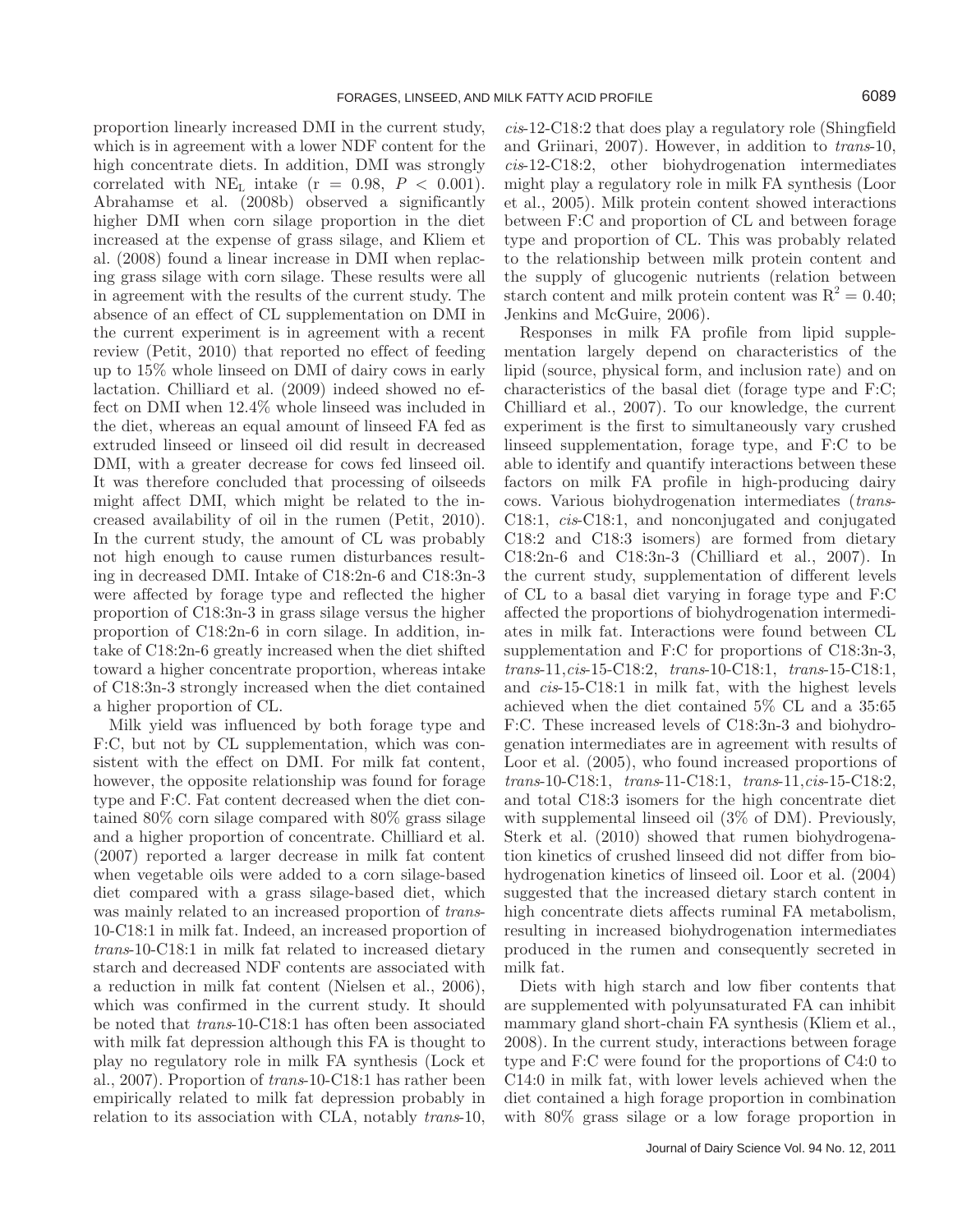proportion linearly increased DMI in the current study, which is in agreement with a lower NDF content for the high concentrate diets. In addition, DMI was strongly correlated with $NE_L$ intake ($r = 0.98$, $P < 0.001$). Abrahamse et al. (2008b) observed a significantly higher DMI when corn silage proportion in the diet increased at the expense of grass silage, and Kliem et al. (2008) found a linear increase in DMI when replacing grass silage with corn silage. These results were all in agreement with the results of the current study. The absence of an effect of CL supplementation on DMI in the current experiment is in agreement with a recent review (Petit, 2010) that reported no effect of feeding up to 15% whole linseed on DMI of dairy cows in early lactation. Chilliard et al. (2009) indeed showed no effect on DMI when 12.4% whole linseed was included in the diet, whereas an equal amount of linseed FA fed as extruded linseed or linseed oil did result in decreased DMI, with a greater decrease for cows fed linseed oil. It was therefore concluded that processing of oilseeds might affect DMI, which might be related to the increased availability of oil in the rumen (Petit, 2010). In the current study, the amount of CL was probably not high enough to cause rumen disturbances resulting in decreased DMI. Intake of C18:2n-6 and C18:3n-3 were affected by forage type and reflected the higher proportion of C18:3n-3 in grass silage versus the higher proportion of C18:2n-6 in corn silage. In addition, intake of C18:2n-6 greatly increased when the diet shifted toward a higher concentrate proportion, whereas intake of C18:3n-3 strongly increased when the diet contained a higher proportion of CL.

Milk yield was influenced by both forage type and F:C, but not by CL supplementation, which was consistent with the effect on DMI. For milk fat content, however, the opposite relationship was found for forage type and F:C. Fat content decreased when the diet contained 80% corn silage compared with 80% grass silage and a higher proportion of concentrate. Chilliard et al. (2007) reported a larger decrease in milk fat content when vegetable oils were added to a corn silage-based diet compared with a grass silage-based diet, which was mainly related to an increased proportion of *trans*-10-C18:1 in milk fat. Indeed, an increased proportion of *trans*-10-C18:1 in milk fat related to increased dietary starch and decreased NDF contents are associated with a reduction in milk fat content (Nielsen et al., 2006), which was confirmed in the current study. It should be noted that *trans*-10-C18:1 has often been associated with milk fat depression although this FA is thought to play no regulatory role in milk FA synthesis (Lock et al., 2007). Proportion of *trans*-10-C18:1 has rather been empirically related to milk fat depression probably in relation to its association with CLA, notably *trans*-10, *cis*-12-C18:2 that does play a regulatory role (Shingfield and Griinari, 2007). However, in addition to *trans*-10, *cis*-12-C18:2, other biohydrogenation intermediates might play a regulatory role in milk FA synthesis (Loor et al., 2005). Milk protein content showed interactions between F:C and proportion of CL and between forage type and proportion of CL. This was probably related to the relationship between milk protein content and the supply of glucogenic nutrients (relation between starch content and milk protein content was $R^2 = 0.40$; Jenkins and McGuire, 2006).

Responses in milk FA profile from lipid supplementation largely depend on characteristics of the lipid (source, physical form, and inclusion rate) and on characteristics of the basal diet (forage type and F:C; Chilliard et al., 2007). To our knowledge, the current experiment is the first to simultaneously vary crushed linseed supplementation, forage type, and F:C to be able to identify and quantify interactions between these factors on milk FA profile in high-producing dairy cows. Various biohydrogenation intermediates (*trans*-C18:1, *cis*-C18:1, and nonconjugated and conjugated C18:2 and C18:3 isomers) are formed from dietary C18:2n-6 and C18:3n-3 (Chilliard et al., 2007). In the current study, supplementation of different levels of CL to a basal diet varying in forage type and F:C affected the proportions of biohydrogenation intermediates in milk fat. Interactions were found between CL supplementation and F:C for proportions of C18:3n-3, *trans*-11,*cis*-15-C18:2, *trans*-10-C18:1, *trans*-15-C18:1, and *cis*-15-C18:1 in milk fat, with the highest levels achieved when the diet contained 5% CL and a 35:65 F:C. These increased levels of C18:3n-3 and biohydrogenation intermediates are in agreement with results of Loor et al. (2005), who found increased proportions of *trans*-10-C18:1, *trans*-11-C18:1, *trans*-11,*cis*-15-C18:2, and total C18:3 isomers for the high concentrate diet with supplemental linseed oil (3% of DM). Previously, Sterk et al. (2010) showed that rumen biohydrogenation kinetics of crushed linseed did not differ from biohydrogenation kinetics of linseed oil. Loor et al. (2004) suggested that the increased dietary starch content in high concentrate diets affects ruminal FA metabolism, resulting in increased biohydrogenation intermediates produced in the rumen and consequently secreted in milk fat.

Diets with high starch and low fiber contents that are supplemented with polyunsaturated FA can inhibit mammary gland short-chain FA synthesis (Kliem et al., 2008). In the current study, interactions between forage type and F:C were found for the proportions of C4:0 to C14:0 in milk fat, with lower levels achieved when the diet contained a high forage proportion in combination with 80% grass silage or a low forage proportion in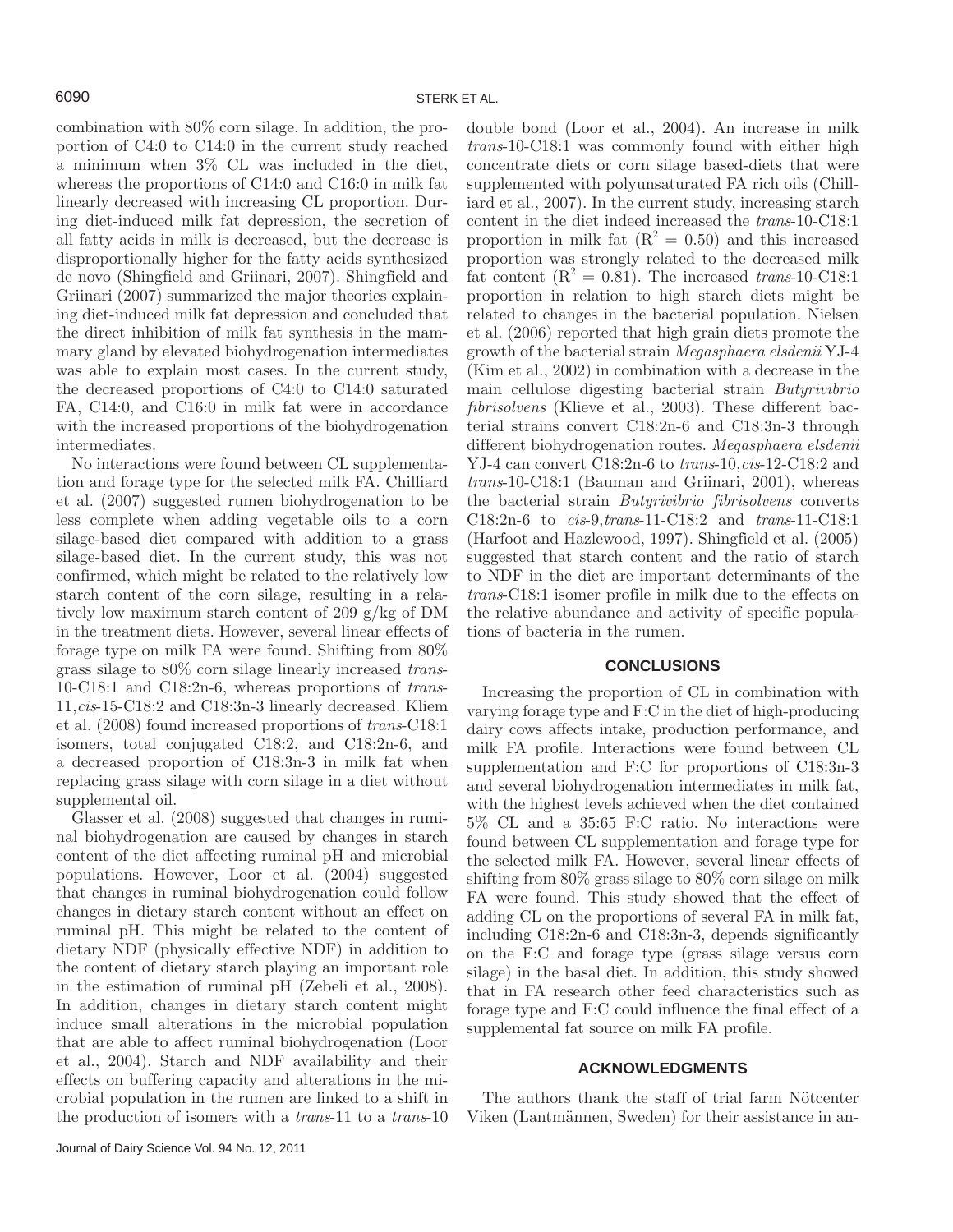combination with 80% corn silage. In addition, the proportion of C4:0 to C14:0 in the current study reached a minimum when 3% CL was included in the diet, whereas the proportions of C14:0 and C16:0 in milk fat linearly decreased with increasing CL proportion. During diet-induced milk fat depression, the secretion of all fatty acids in milk is decreased, but the decrease is disproportionally higher for the fatty acids synthesized de novo (Shingfield and Griinari, 2007). Shingfield and Griinari (2007) summarized the major theories explaining diet-induced milk fat depression and concluded that the direct inhibition of milk fat synthesis in the mammary gland by elevated biohydrogenation intermediates was able to explain most cases. In the current study, the decreased proportions of C4:0 to C14:0 saturated FA, C14:0, and C16:0 in milk fat were in accordance with the increased proportions of the biohydrogenation intermediates.

No interactions were found between CL supplementation and forage type for the selected milk FA. Chilliard et al. (2007) suggested rumen biohydrogenation to be less complete when adding vegetable oils to a corn silage-based diet compared with addition to a grass silage-based diet. In the current study, this was not confirmed, which might be related to the relatively low starch content of the corn silage, resulting in a relatively low maximum starch content of 209 g/kg of DM in the treatment diets. However, several linear effects of forage type on milk FA were found. Shifting from 80% grass silage to 80% corn silage linearly increased *trans*-10-C18:1 and C18:2n-6, whereas proportions of *trans*-11,*cis*-15-C18:2 and C18:3n-3 linearly decreased. Kliem et al. (2008) found increased proportions of *trans*-C18:1 isomers, total conjugated C18:2, and C18:2n-6, and a decreased proportion of C18:3n-3 in milk fat when replacing grass silage with corn silage in a diet without supplemental oil.

Glasser et al. (2008) suggested that changes in ruminal biohydrogenation are caused by changes in starch content of the diet affecting ruminal pH and microbial populations. However, Loor et al. (2004) suggested that changes in ruminal biohydrogenation could follow changes in dietary starch content without an effect on ruminal pH. This might be related to the content of dietary NDF (physically effective NDF) in addition to the content of dietary starch playing an important role in the estimation of ruminal pH (Zebeli et al., 2008). In addition, changes in dietary starch content might induce small alterations in the microbial population that are able to affect ruminal biohydrogenation (Loor et al., 2004). Starch and NDF availability and their effects on buffering capacity and alterations in the microbial population in the rumen are linked to a shift in the production of isomers with a *trans*-11 to a *trans*-10 double bond (Loor et al., 2004). An increase in milk *trans*-10-C18:1 was commonly found with either high concentrate diets or corn silage based-diets that were supplemented with polyunsaturated FA rich oils (Chilliard et al., 2007). In the current study, increasing starch content in the diet indeed increased the *trans*-10-C18:1 proportion in milk fat ($R^2 = 0.50$) and this increased proportion was strongly related to the decreased milk fat content ($R^2 = 0.81$). The increased *trans*-10-C18:1 proportion in relation to high starch diets might be related to changes in the bacterial population. Nielsen et al. (2006) reported that high grain diets promote the growth of the bacterial strain *Megasphaera elsdenii* YJ-4 (Kim et al., 2002) in combination with a decrease in the main cellulose digesting bacterial strain *Butyrivibrio fibrisolvens* (Klieve et al., 2003). These different bacterial strains convert C18:2n-6 and C18:3n-3 through different biohydrogenation routes. *Megasphaera elsdenii* YJ-4 can convert C18:2n-6 to *trans*-10,*cis*-12-C18:2 and *trans*-10-C18:1 (Bauman and Griinari, 2001), whereas the bacterial strain *Butyrivibrio fibrisolvens* converts C18:2n-6 to *cis*-9,*trans*-11-C18:2 and *trans*-11-C18:1 (Harfoot and Hazlewood, 1997). Shingfield et al. (2005) suggested that starch content and the ratio of starch to NDF in the diet are important determinants of the *trans*-C18:1 isomer profile in milk due to the effects on the relative abundance and activity of specific populations of bacteria in the rumen.

## CONCLUSIONS

Increasing the proportion of CL in combination with varying forage type and F:C in the diet of high-producing dairy cows affects intake, production performance, and milk FA profile. Interactions were found between CL supplementation and F:C for proportions of C18:3n-3 and several biohydrogenation intermediates in milk fat, with the highest levels achieved when the diet contained 5% CL and a 35:65 F:C ratio. No interactions were found between CL supplementation and forage type for the selected milk FA. However, several linear effects of shifting from 80% grass silage to 80% corn silage on milk FA were found. This study showed that the effect of adding CL on the proportions of several FA in milk fat, including C18:2n-6 and C18:3n-3, depends significantly on the F:C and forage type (grass silage versus corn silage) in the basal diet. In addition, this study showed that in FA research other feed characteristics such as forage type and F:C could influence the final effect of a supplemental fat source on milk FA profile.

## ACKNOWLEDGMENTS

The authors thank the staff of trial farm Nötcenter Viken (Lantmännen, Sweden) for their assistance in an-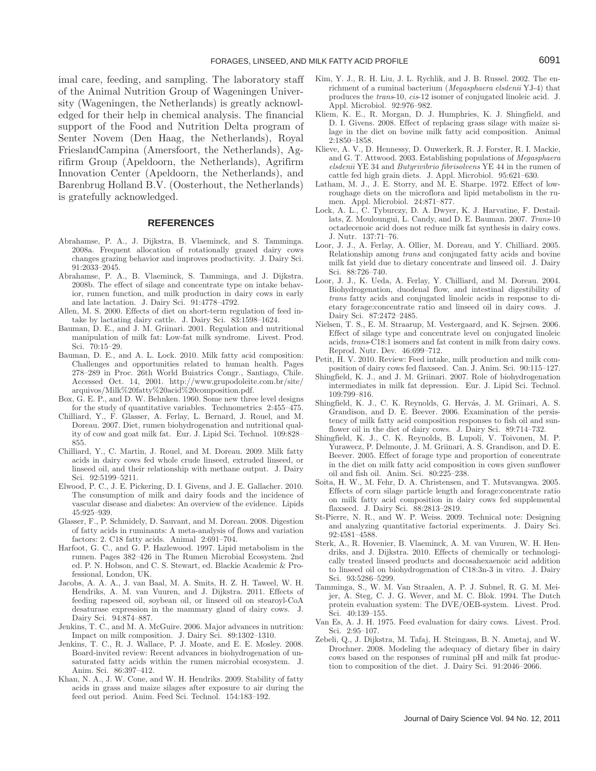imal care, feeding, and sampling. The laboratory staff of the Animal Nutrition Group of Wageningen University (Wageningen, the Netherlands) is greatly acknowledged for their help in chemical analysis. The financial support of the Food and Nutrition Delta program of Senter Novem (Den Haag, the Netherlands), Royal FrieslandCampina (Amersfoort, the Netherlands), Agrifirm Group (Apeldoorn, the Netherlands), Agrifirm Innovation Center (Apeldoorn, the Netherlands), and Barenbrug Holland B.V. (Oosterhout, the Netherlands) is gratefully acknowledged.

## REFERENCES

Abrahamse, P. A., J. Dijkstra, B. Vlaeminck, and S. Tamminga. 2008a. Frequent allocation of rotationally grazed dairy cows changes grazing behavior and improves productivity. J. Dairy Sci. 91:2033–2045.

Abrahamse, P. A., B. Vlaeminck, S. Tamminga, and J. Dijkstra. 2008b. The effect of silage and concentrate type on intake behavior, rumen function, and milk production in dairy cows in early and late lactation. J. Dairy Sci. 91:4778–4792.

Allen, M. S. 2000. Effects of diet on short-term regulation of feed intake by lactating dairy cattle. J. Dairy Sci. 83:1598–1624.

Bauman, D. E., and J. M. Griinari. 2001. Regulation and nutritional manipulation of milk fat: Low-fat milk syndrome. Livest. Prod. Sci. 70:15–29.

Bauman, D. E., and A. L. Lock. 2010. Milk fatty acid composition: Challenges and opportunities related to human health. Pages 278–289 in Proc. 26th World Buiatrics Congr., Santiago, Chile. Accessed Oct. 14, 2001. http://www.grupodoleite.com.br/site/arquivos/Milk%20fatty%20acid%20composition.pdf.

Box, G. E. P., and D. W. Behnken. 1960. Some new three level designs for the study of quantitative variables. Technometrics 2:455–475.

Chilliard, Y., F. Glasser, A. Ferlay, L. Bernard, J. Rouel, and M. Doreau. 2007. Diet, rumen biohydrogenation and nutritional quality of cow and goat milk fat. Eur. J. Lipid Sci. Technol. 109:828–855.

Chilliard, Y., C. Martin, J. Rouel, and M. Doreau. 2009. Milk fatty acids in dairy cows fed whole crude linseed, extruded linseed, or linseed oil, and their relationship with methane output. J. Dairy Sci. 92:5199–5211.

Elwood, P. C., J. E. Pickering, D. I. Givens, and J. E. Gallacher. 2010. The consumption of milk and dairy foods and the incidence of vascular disease and diabetes: An overview of the evidence. Lipids 45:925–939.

Glasser, F., P. Schmidely, D. Sauvant, and M. Doreau. 2008. Digestion of fatty acids in ruminants: A meta-analysis of flows and variation factors: 2. C18 fatty acids. Animal 2:691–704.

Harfoot, G. C., and G. P. Hazlewood. 1997. Lipid metabolism in the rumen. Pages 382–426 in The Rumen Microbial Ecosystem. 2nd ed. P. N. Hobson, and C. S. Stewart, ed. Blackie Academic & Professional, London, UK.

Jacobs, A. A. A., J. van Baal, M. A. Smits, H. Z. H. Taweel, W. H. Hendriks, A. M. van Vuuren, and J. Dijkstra. 2011. Effects of feeding rapeseed oil, soybean oil, or linseed oil on stearoyl-CoA desaturase expression in the mammary gland of dairy cows. J. Dairy Sci. 94:874–887.

Jenkins, T. C., and M. A. McGuire. 2006. Major advances in nutrition: Impact on milk composition. J. Dairy Sci. 89:1302–1310.

Jenkins, T. C., R. J. Wallace, P. J. Moate, and E. E. Mosley. 2008. Board-invited review: Recent advances in biohydrogenation of unsaturated fatty acids within the rumen microbial ecosystem. J. Anim. Sci. 86:397–412.

Khan, N. A., J. W. Cone, and W. H. Hendriks. 2009. Stability of fatty acids in grass and maize silages after exposure to air during the feed out period. Anim. Feed Sci. Technol. 154:183–192.

Kim, Y. J., R. H. Liu, J. L. Rychlik, and J. B. Russel. 2002. The enrichment of a ruminal bacterium (*Megasphaera elsdenii* YJ-4) that produces the *trans*-10, *cis*-12 isomer of conjugated linoleic acid. J. Appl. Microbiol. 92:976–982.

Kliem, K. E., R. Morgan, D. J. Humphries, K. J. Shingfield, and D. I. Givens. 2008. Effect of replacing grass silage with maize silage in the diet on bovine milk fatty acid composition. Animal 2:1850–1858.

Klieve, A. V., D. Hennessy, D. Ouwerkerk, R. J. Forster, R. I. Mackie, and G. T. Attwood. 2003. Establishing populations of *Megasphaera elsdenii* YE 34 and *Butyrivibrio fibrisolvens* YE 44 in the rumen of cattle fed high grain diets. J. Appl. Microbiol. 95:621–630.

Latham, M. J., J. E. Storry, and M. E. Sharpe. 1972. Effect of low-roughage diets on the microflora and lipid metabolism in the rumen. Appl. Microbiol. 24:871–877.

Lock, A. L., C. Tyburczy, D. A. Dwyer, K. J. Harvatine, F. Destaillats, Z. Mouloungui, L. Candy, and D. E. Bauman. 2007. *Trans*-10 octadecenoic acid does not reduce milk fat synthesis in dairy cows. J. Nutr. 137:71–76.

Loor, J. J., A. Ferlay, A. Ollier, M. Doreau, and Y. Chilliard. 2005. Relationship among *trans* and conjugated fatty acids and bovine milk fat yield due to dietary concentrate and linseed oil. J. Dairy Sci. 88:726–740.

Loor, J. J., K. Ueda, A. Ferlay, Y. Chilliard, and M. Doreau. 2004. Biohydrogenation, duodenal flow, and intestinal digestibility of *trans* fatty acids and conjugated linoleic acids in response to dietary forage:concentrate ratio and linseed oil in dairy cows. J. Dairy Sci. 87:2472–2485.

Nielsen, T. S., E. M. Straarup, M. Vestergaard, and K. Sejrsen. 2006. Effect of silage type and concentrate level on conjugated linoleic acids, *trans*-C18:1 isomers and fat content in milk from dairy cows. Reprod. Nutr. Dev. 46:699–712.

Petit, H. V. 2010. Review: Feed intake, milk production and milk composition of dairy cows fed flaxseed. Can. J. Anim. Sci. 90:115–127.

Shingfield, K. J., and J. M. Griinari. 2007. Role of biohydrogenation intermediates in milk fat depression. Eur. J. Lipid Sci. Technol. 109:799–816.

Shingfield, K. J., C. K. Reynolds, G. Hervás, J. M. Griinari, A. S. Grandison, and D. E. Beever. 2006. Examination of the persistency of milk fatty acid composition responses to fish oil and sunflower oil in the diet of dairy cows. J. Dairy Sci. 89:714–732.

Shingfield, K. J., C. K. Reynolds, B. Lupoli, V. Toivonen, M. P. Yurawecz, P. Delmonte, J. M. Griinari, A. S. Grandison, and D. E. Beever. 2005. Effect of forage type and proportion of concentrate in the diet on milk fatty acid composition in cows given sunflower oil and fish oil. Anim. Sci. 80:225–238.

Soita, H. W., M. Fehr, D. A. Christensen, and T. Mutsvangwa. 2005. Effects of corn silage particle length and forage:concentrate ratio on milk fatty acid composition in dairy cows fed supplemental flaxseed. J. Dairy Sci. 88:2813–2819.

St-Pierre, N. R., and W. P. Weiss. 2009. Technical note: Designing and analyzing quantitative factorial experiments. J. Dairy Sci. 92:4581–4588.

Sterk, A., R. Hovenier, B. Vlaeminck, A. M. van Vuuren, W. H. Hendriks, and J. Dijkstra. 2010. Effects of chemically or technologically treated linseed products and docosahexaenoic acid addition to linseed oil on biohydrogenation of C18:3n-3 in vitro. J. Dairy Sci. 93:5286–5299.

Tamminga, S., W. M. Van Straalen, A. P. J. Subnel, R. G. M. Meijer, A. Steg, C. J. G. Wever, and M. C. Blok. 1994. The Dutch protein evaluation system: The DVE/OEB-system. Livest. Prod. Sci. 40:139–155.

Van Es, A. J. H. 1975. Feed evaluation for dairy cows. Livest. Prod. Sci. 2:95–107.

Zebeli, Q., J. Dijkstra, M. Tafaj, H. Steingass, B. N. Ametaj, and W. Drochner. 2008. Modeling the adequacy of dietary fiber in dairy cows based on the responses of ruminal pH and milk fat production to composition of the diet. J. Dairy Sci. 91:2046–2066.